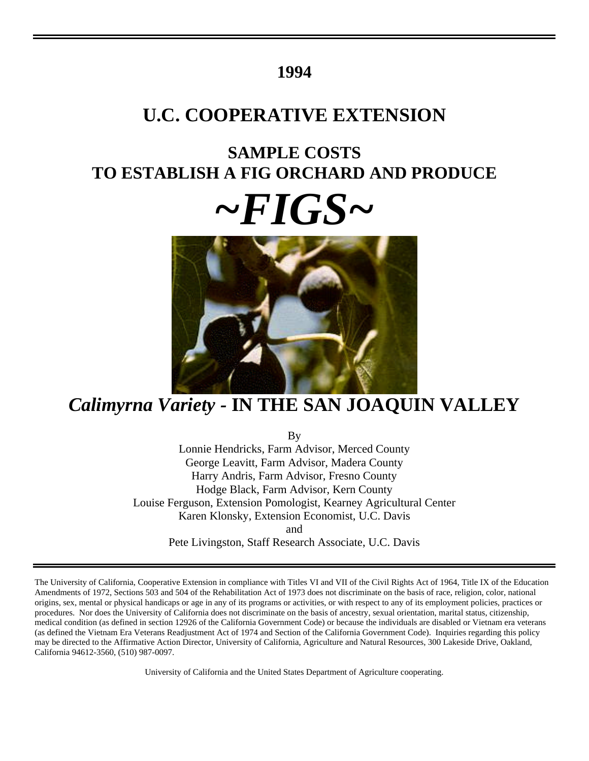# 1994

# U.C. COOPERATIVE EXTENSION

## SAMPLE COSTS
## TO ESTABLISH A FIG ORCHARD AND PRODUCE

# *~FIGS~*

## *Calimyrna Variety* - IN THE SAN JOAQUIN VALLEY

By

Lonnie Hendricks, Farm Advisor, Merced County
George Leavitt, Farm Advisor, Madera County
Harry Andris, Farm Advisor, Fresno County
Hodge Black, Farm Advisor, Kern County
Louise Ferguson, Extension Pomologist, Kearney Agricultural Center
Karen Klonsky, Extension Economist, U.C. Davis
and
Pete Livingston, Staff Research Associate, U.C. Davis

---

The University of California, Cooperative Extension in compliance with Titles VI and VII of the Civil Rights Act of 1964, Title IX of the Education Amendments of 1972, Sections 503 and 504 of the Rehabilitation Act of 1973 does not discriminate on the basis of race, religion, color, national origins, sex, mental or physical handicaps or age in any of its programs or activities, or with respect to any of its employment policies, practices or procedures. Nor does the University of California does not discriminate on the basis of ancestry, sexual orientation, marital status, citizenship, medical condition (as defined in section 12926 of the California Government Code) or because the individuals are disabled or Vietnam era veterans (as defined the Vietnam Era Veterans Readjustment Act of 1974 and Section of the California Government Code). Inquiries regarding this policy may be directed to the Affirmative Action Director, University of California, Agriculture and Natural Resources, 300 Lakeside Drive, Oakland, California 94612-3560, (510) 987-0097.

University of California and the United States Department of Agriculture cooperating.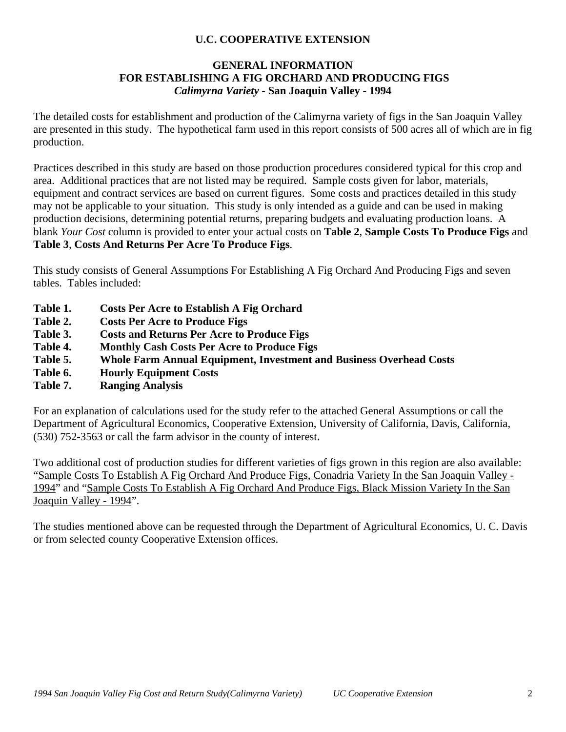**U.C. COOPERATIVE EXTENSION**

# GENERAL INFORMATION
# FOR ESTABLISHING A FIG ORCHARD AND PRODUCING FIGS
## *Calimyrna Variety* - San Joaquin Valley - 1994

The detailed costs for establishment and production of the Calimyrna variety of figs in the San Joaquin Valley are presented in this study. The hypothetical farm used in this report consists of 500 acres all of which are in fig production.

Practices described in this study are based on those production procedures considered typical for this crop and area. Additional practices that are not listed may be required. Sample costs given for labor, materials, equipment and contract services are based on current figures. Some costs and practices detailed in this study may not be applicable to your situation. This study is only intended as a guide and can be used in making production decisions, determining potential returns, preparing budgets and evaluating production loans. A blank *Your Cost* column is provided to enter your actual costs on **Table 2**, **Sample Costs To Produce Figs** and **Table 3**, **Costs And Returns Per Acre To Produce Figs**.

This study consists of General Assumptions For Establishing A Fig Orchard And Producing Figs and seven tables. Tables included:

- **Table 1. Costs Per Acre to Establish A Fig Orchard**
- **Table 2. Costs Per Acre to Produce Figs**
- **Table 3. Costs and Returns Per Acre to Produce Figs**
- **Table 4. Monthly Cash Costs Per Acre to Produce Figs**
- **Table 5. Whole Farm Annual Equipment, Investment and Business Overhead Costs**
- **Table 6. Hourly Equipment Costs**
- **Table 7. Ranging Analysis**

For an explanation of calculations used for the study refer to the attached General Assumptions or call the Department of Agricultural Economics, Cooperative Extension, University of California, Davis, California, (530) 752-3563 or call the farm advisor in the county of interest.

Two additional cost of production studies for different varieties of figs grown in this region are also available: "Sample Costs To Establish A Fig Orchard And Produce Figs, Conadria Variety In the San Joaquin Valley - 1994" and "Sample Costs To Establish A Fig Orchard And Produce Figs, Black Mission Variety In the San Joaquin Valley - 1994".

The studies mentioned above can be requested through the Department of Agricultural Economics, U. C. Davis or from selected county Cooperative Extension offices.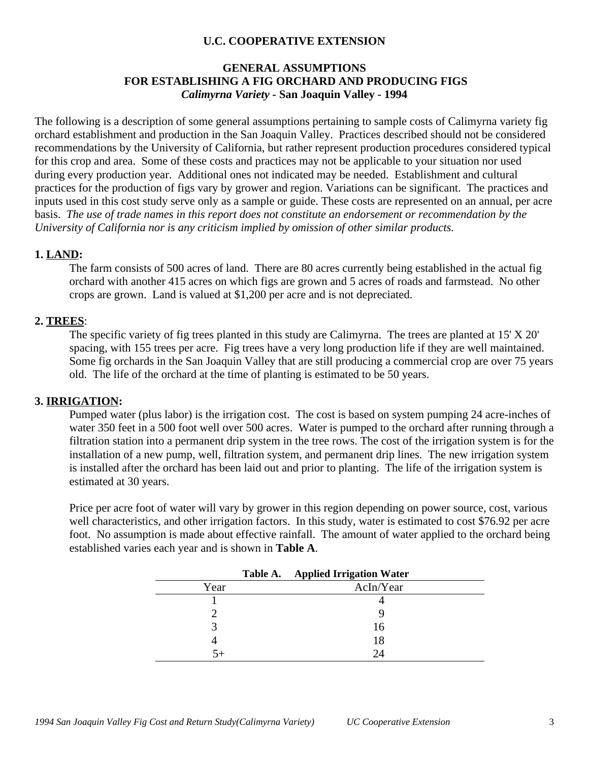**U.C. COOPERATIVE EXTENSION**

# GENERAL ASSUMPTIONS
# FOR ESTABLISHING A FIG ORCHARD AND PRODUCING FIGS
## *Calimyrna Variety* - San Joaquin Valley - 1994

The following is a description of some general assumptions pertaining to sample costs of Calimyrna variety fig orchard establishment and production in the San Joaquin Valley. Practices described should not be considered recommendations by the University of California, but rather represent production procedures considered typical for this crop and area. Some of these costs and practices may not be applicable to your situation nor used during every production year. Additional ones not indicated may be needed. Establishment and cultural practices for the production of figs vary by grower and region. Variations can be significant. The practices and inputs used in this cost study serve only as a sample or guide. These costs are represented on an annual, per acre basis. *The use of trade names in this report does not constitute an endorsement or recommendation by the University of California nor is any criticism implied by omission of other similar products.*

**1. LAND:**

The farm consists of 500 acres of land. There are 80 acres currently being established in the actual fig orchard with another 415 acres on which figs are grown and 5 acres of roads and farmstead. No other crops are grown. Land is valued at $1,200 per acre and is not depreciated.

**2. TREES:**

The specific variety of fig trees planted in this study are Calimyrna. The trees are planted at 15' X 20' spacing, with 155 trees per acre. Fig trees have a very long production life if they are well maintained. Some fig orchards in the San Joaquin Valley that are still producing a commercial crop are over 75 years old. The life of the orchard at the time of planting is estimated to be 50 years.

**3. IRRIGATION:**

Pumped water (plus labor) is the irrigation cost. The cost is based on system pumping 24 acre-inches of water 350 feet in a 500 foot well over 500 acres. Water is pumped to the orchard after running through a filtration station into a permanent drip system in the tree rows. The cost of the irrigation system is for the installation of a new pump, well, filtration system, and permanent drip lines. The new irrigation system is installed after the orchard has been laid out and prior to planting. The life of the irrigation system is estimated at 30 years.

Price per acre foot of water will vary by grower in this region depending on power source, cost, various well characteristics, and other irrigation factors. In this study, water is estimated to cost $76.92 per acre foot. No assumption is made about effective rainfall. The amount of water applied to the orchard being established varies each year and is shown in **Table A**.

**Table A. Applied Irrigation Water**

| Year | AcIn/Year |
|---|---|
| 1 | 4 |
| 2 | 9 |
| 3 | 16 |
| 4 | 18 |
| 5+ | 24 |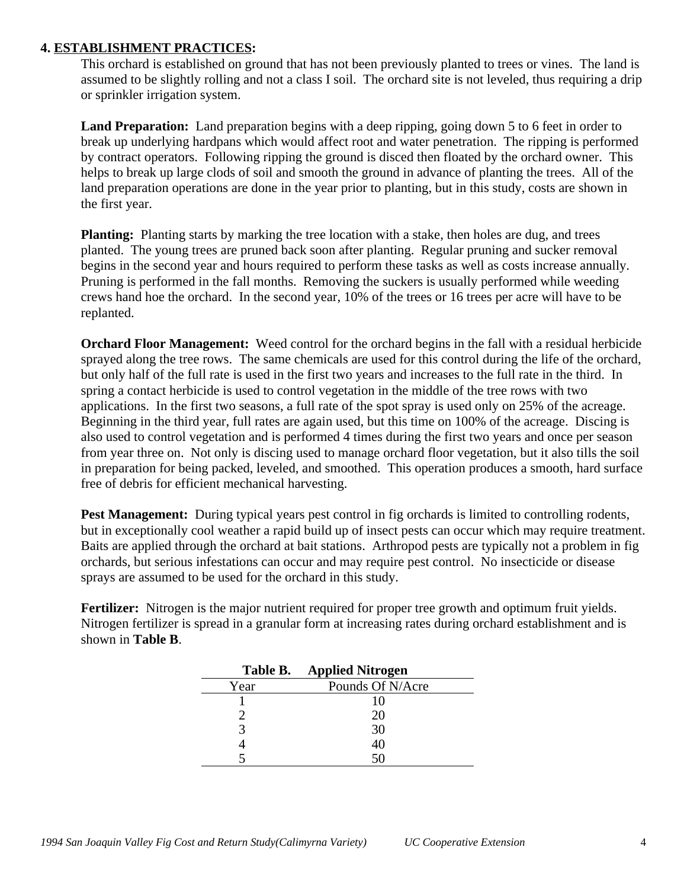## 4. ESTABLISHMENT PRACTICES:

This orchard is established on ground that has not been previously planted to trees or vines. The land is assumed to be slightly rolling and not a class I soil. The orchard site is not leveled, thus requiring a drip or sprinkler irrigation system.

**Land Preparation:** Land preparation begins with a deep ripping, going down 5 to 6 feet in order to break up underlying hardpans which would affect root and water penetration. The ripping is performed by contract operators. Following ripping the ground is disced then floated by the orchard owner. This helps to break up large clods of soil and smooth the ground in advance of planting the trees. All of the land preparation operations are done in the year prior to planting, but in this study, costs are shown in the first year.

**Planting:** Planting starts by marking the tree location with a stake, then holes are dug, and trees planted. The young trees are pruned back soon after planting. Regular pruning and sucker removal begins in the second year and hours required to perform these tasks as well as costs increase annually. Pruning is performed in the fall months. Removing the suckers is usually performed while weeding crews hand hoe the orchard. In the second year, 10% of the trees or 16 trees per acre will have to be replanted.

**Orchard Floor Management:** Weed control for the orchard begins in the fall with a residual herbicide sprayed along the tree rows. The same chemicals are used for this control during the life of the orchard, but only half of the full rate is used in the first two years and increases to the full rate in the third. In spring a contact herbicide is used to control vegetation in the middle of the tree rows with two applications. In the first two seasons, a full rate of the spot spray is used only on 25% of the acreage. Beginning in the third year, full rates are again used, but this time on 100% of the acreage. Discing is also used to control vegetation and is performed 4 times during the first two years and once per season from year three on. Not only is discing used to manage orchard floor vegetation, but it also tills the soil in preparation for being packed, leveled, and smoothed. This operation produces a smooth, hard surface free of debris for efficient mechanical harvesting.

**Pest Management:** During typical years pest control in fig orchards is limited to controlling rodents, but in exceptionally cool weather a rapid build up of insect pests can occur which may require treatment. Baits are applied through the orchard at bait stations. Arthropod pests are typically not a problem in fig orchards, but serious infestations can occur and may require pest control. No insecticide or disease sprays are assumed to be used for the orchard in this study.

**Fertilizer:** Nitrogen is the major nutrient required for proper tree growth and optimum fruit yields. Nitrogen fertilizer is spread in a granular form at increasing rates during orchard establishment and is shown in **Table B**.

**Table B. Applied Nitrogen**

| Year | Pounds Of N/Acre |
|---|---|
| 1 | 10 |
| 2 | 20 |
| 3 | 30 |
| 4 | 40 |
| 5 | 50 |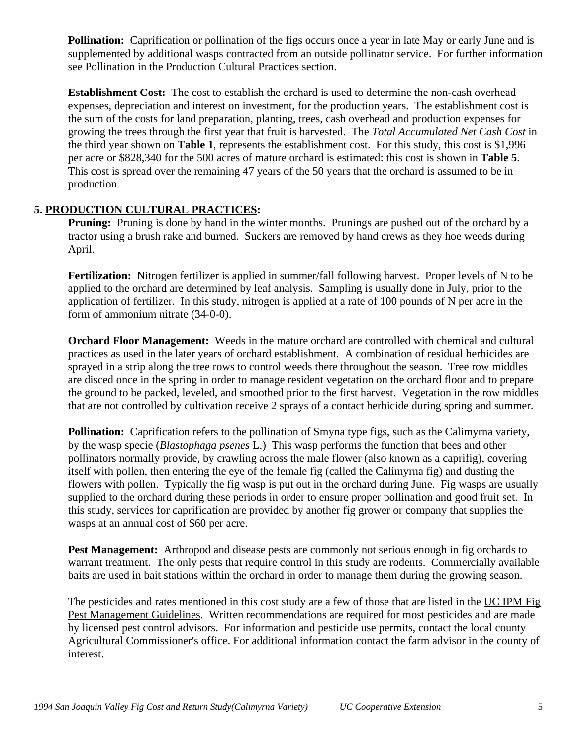**Pollination:** Caprification or pollination of the figs occurs once a year in late May or early June and is supplemented by additional wasps contracted from an outside pollinator service. For further information see Pollination in the Production Cultural Practices section.

**Establishment Cost:** The cost to establish the orchard is used to determine the non-cash overhead expenses, depreciation and interest on investment, for the production years. The establishment cost is the sum of the costs for land preparation, planting, trees, cash overhead and production expenses for growing the trees through the first year that fruit is harvested. The *Total Accumulated Net Cash Cost* in the third year shown on **Table 1**, represents the establishment cost. For this study, this cost is $1,996 per acre or $828,340 for the 500 acres of mature orchard is estimated: this cost is shown in **Table 5**. This cost is spread over the remaining 47 years of the 50 years that the orchard is assumed to be in production.

## 5. PRODUCTION CULTURAL PRACTICES:

**Pruning:** Pruning is done by hand in the winter months. Prunings are pushed out of the orchard by a tractor using a brush rake and burned. Suckers are removed by hand crews as they hoe weeds during April.

**Fertilization:** Nitrogen fertilizer is applied in summer/fall following harvest. Proper levels of N to be applied to the orchard are determined by leaf analysis. Sampling is usually done in July, prior to the application of fertilizer. In this study, nitrogen is applied at a rate of 100 pounds of N per acre in the form of ammonium nitrate (34-0-0).

**Orchard Floor Management:** Weeds in the mature orchard are controlled with chemical and cultural practices as used in the later years of orchard establishment. A combination of residual herbicides are sprayed in a strip along the tree rows to control weeds there throughout the season. Tree row middles are disced once in the spring in order to manage resident vegetation on the orchard floor and to prepare the ground to be packed, leveled, and smoothed prior to the first harvest. Vegetation in the row middles that are not controlled by cultivation receive 2 sprays of a contact herbicide during spring and summer.

**Pollination:** Caprification refers to the pollination of Smyna type figs, such as the Calimyrna variety, by the wasp specie (*Blastophaga psenes* L.) This wasp performs the function that bees and other pollinators normally provide, by crawling across the male flower (also known as a caprifig), covering itself with pollen, then entering the eye of the female fig (called the Calimyrna fig) and dusting the flowers with pollen. Typically the fig wasp is put out in the orchard during June. Fig wasps are usually supplied to the orchard during these periods in order to ensure proper pollination and good fruit set. In this study, services for caprification are provided by another fig grower or company that supplies the wasps at an annual cost of $60 per acre.

**Pest Management:** Arthropod and disease pests are commonly not serious enough in fig orchards to warrant treatment. The only pests that require control in this study are rodents. Commercially available baits are used in bait stations within the orchard in order to manage them during the growing season.

The pesticides and rates mentioned in this cost study are a few of those that are listed in the UC IPM Fig Pest Management Guidelines. Written recommendations are required for most pesticides and are made by licensed pest control advisors. For information and pesticide use permits, contact the local county Agricultural Commissioner's office. For additional information contact the farm advisor in the county of interest.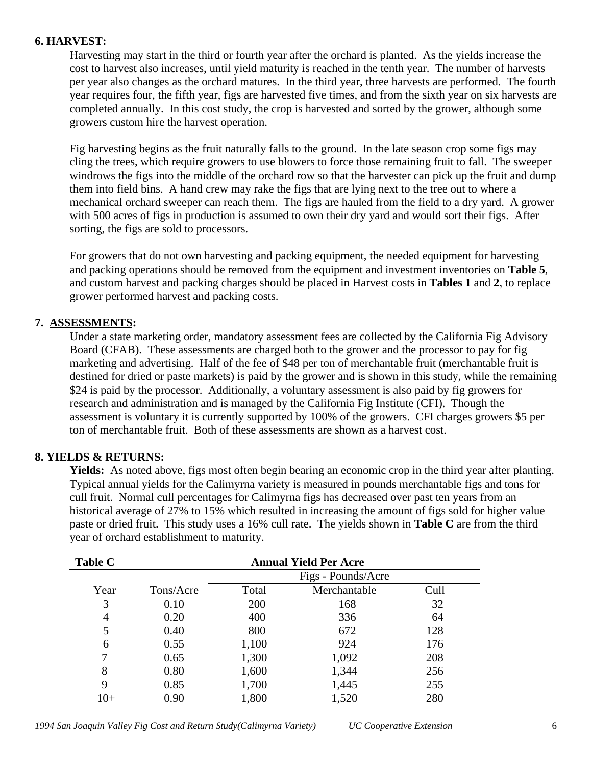**6. HARVEST:**

Harvesting may start in the third or fourth year after the orchard is planted. As the yields increase the cost to harvest also increases, until yield maturity is reached in the tenth year. The number of harvests per year also changes as the orchard matures. In the third year, three harvests are performed. The fourth year requires four, the fifth year, figs are harvested five times, and from the sixth year on six harvests are completed annually. In this cost study, the crop is harvested and sorted by the grower, although some growers custom hire the harvest operation.

Fig harvesting begins as the fruit naturally falls to the ground. In the late season crop some figs may cling the trees, which require growers to use blowers to force those remaining fruit to fall. The sweeper windrows the figs into the middle of the orchard row so that the harvester can pick up the fruit and dump them into field bins. A hand crew may rake the figs that are lying next to the tree out to where a mechanical orchard sweeper can reach them. The figs are hauled from the field to a dry yard. A grower with 500 acres of figs in production is assumed to own their dry yard and would sort their figs. After sorting, the figs are sold to processors.

For growers that do not own harvesting and packing equipment, the needed equipment for harvesting and packing operations should be removed from the equipment and investment inventories on **Table 5**, and custom harvest and packing charges should be placed in Harvest costs in **Tables 1** and **2**, to replace grower performed harvest and packing costs.

**7. ASSESSMENTS:**

Under a state marketing order, mandatory assessment fees are collected by the California Fig Advisory Board (CFAB). These assessments are charged both to the grower and the processor to pay for fig marketing and advertising. Half of the fee of $48 per ton of merchantable fruit (merchantable fruit is destined for dried or paste markets) is paid by the grower and is shown in this study, while the remaining $24 is paid by the processor. Additionally, a voluntary assessment is also paid by fig growers for research and administration and is managed by the California Fig Institute (CFI). Though the assessment is voluntary it is currently supported by 100% of the growers. CFI charges growers $5 per ton of merchantable fruit. Both of these assessments are shown as a harvest cost.

**8. YIELDS & RETURNS:**

**Yields:** As noted above, figs most often begin bearing an economic crop in the third year after planting. Typical annual yields for the Calimyrna variety is measured in pounds merchantable figs and tons for cull fruit. Normal cull percentages for Calimyrna figs has decreased over past ten years from an historical average of 27% to 15% which resulted in increasing the amount of figs sold for higher value paste or dried fruit. This study uses a 16% cull rate. The yields shown in **Table C** are from the third year of orchard establishment to maturity.

**Table C** — Annual Yield Per Acre

| | | Figs - Pounds/Acre | | |
|---|---|---|---|---|
| Year | Tons/Acre | Total | Merchantable | Cull |
| 3 | 0.10 | 200 | 168 | 32 |
| 4 | 0.20 | 400 | 336 | 64 |
| 5 | 0.40 | 800 | 672 | 128 |
| 6 | 0.55 | 1,100 | 924 | 176 |
| 7 | 0.65 | 1,300 | 1,092 | 208 |
| 8 | 0.80 | 1,600 | 1,344 | 256 |
| 9 | 0.85 | 1,700 | 1,445 | 255 |
| 10+ | 0.90 | 1,800 | 1,520 | 280 |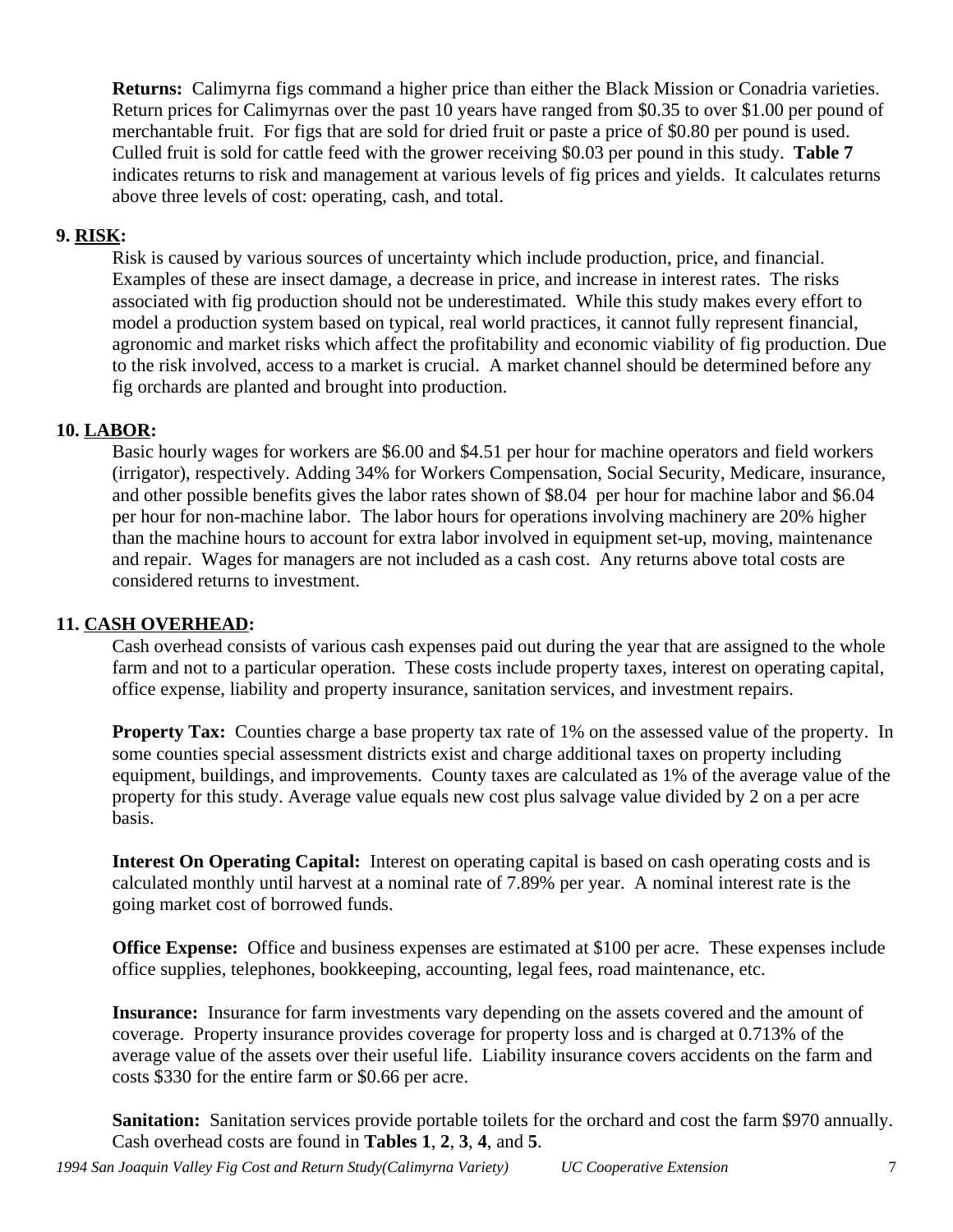**Returns:** Calimyrna figs command a higher price than either the Black Mission or Conadria varieties. Return prices for Calimyrnas over the past 10 years have ranged from $0.35 to over $1.00 per pound of merchantable fruit. For figs that are sold for dried fruit or paste a price of $0.80 per pound is used. Culled fruit is sold for cattle feed with the grower receiving $0.03 per pound in this study. **Table 7** indicates returns to risk and management at various levels of fig prices and yields. It calculates returns above three levels of cost: operating, cash, and total.

## 9. RISK:

Risk is caused by various sources of uncertainty which include production, price, and financial. Examples of these are insect damage, a decrease in price, and increase in interest rates. The risks associated with fig production should not be underestimated. While this study makes every effort to model a production system based on typical, real world practices, it cannot fully represent financial, agronomic and market risks which affect the profitability and economic viability of fig production. Due to the risk involved, access to a market is crucial. A market channel should be determined before any fig orchards are planted and brought into production.

## 10. LABOR:

Basic hourly wages for workers are $6.00 and $4.51 per hour for machine operators and field workers (irrigator), respectively. Adding 34% for Workers Compensation, Social Security, Medicare, insurance, and other possible benefits gives the labor rates shown of $8.04 per hour for machine labor and $6.04 per hour for non-machine labor. The labor hours for operations involving machinery are 20% higher than the machine hours to account for extra labor involved in equipment set-up, moving, maintenance and repair. Wages for managers are not included as a cash cost. Any returns above total costs are considered returns to investment.

## 11. CASH OVERHEAD:

Cash overhead consists of various cash expenses paid out during the year that are assigned to the whole farm and not to a particular operation. These costs include property taxes, interest on operating capital, office expense, liability and property insurance, sanitation services, and investment repairs.

**Property Tax:** Counties charge a base property tax rate of 1% on the assessed value of the property. In some counties special assessment districts exist and charge additional taxes on property including equipment, buildings, and improvements. County taxes are calculated as 1% of the average value of the property for this study. Average value equals new cost plus salvage value divided by 2 on a per acre basis.

**Interest On Operating Capital:** Interest on operating capital is based on cash operating costs and is calculated monthly until harvest at a nominal rate of 7.89% per year. A nominal interest rate is the going market cost of borrowed funds.

**Office Expense:** Office and business expenses are estimated at $100 per acre. These expenses include office supplies, telephones, bookkeeping, accounting, legal fees, road maintenance, etc.

**Insurance:** Insurance for farm investments vary depending on the assets covered and the amount of coverage. Property insurance provides coverage for property loss and is charged at 0.713% of the average value of the assets over their useful life. Liability insurance covers accidents on the farm and costs $330 for the entire farm or $0.66 per acre.

**Sanitation:** Sanitation services provide portable toilets for the orchard and cost the farm $970 annually. Cash overhead costs are found in **Tables 1**, **2**, **3**, **4**, and **5**.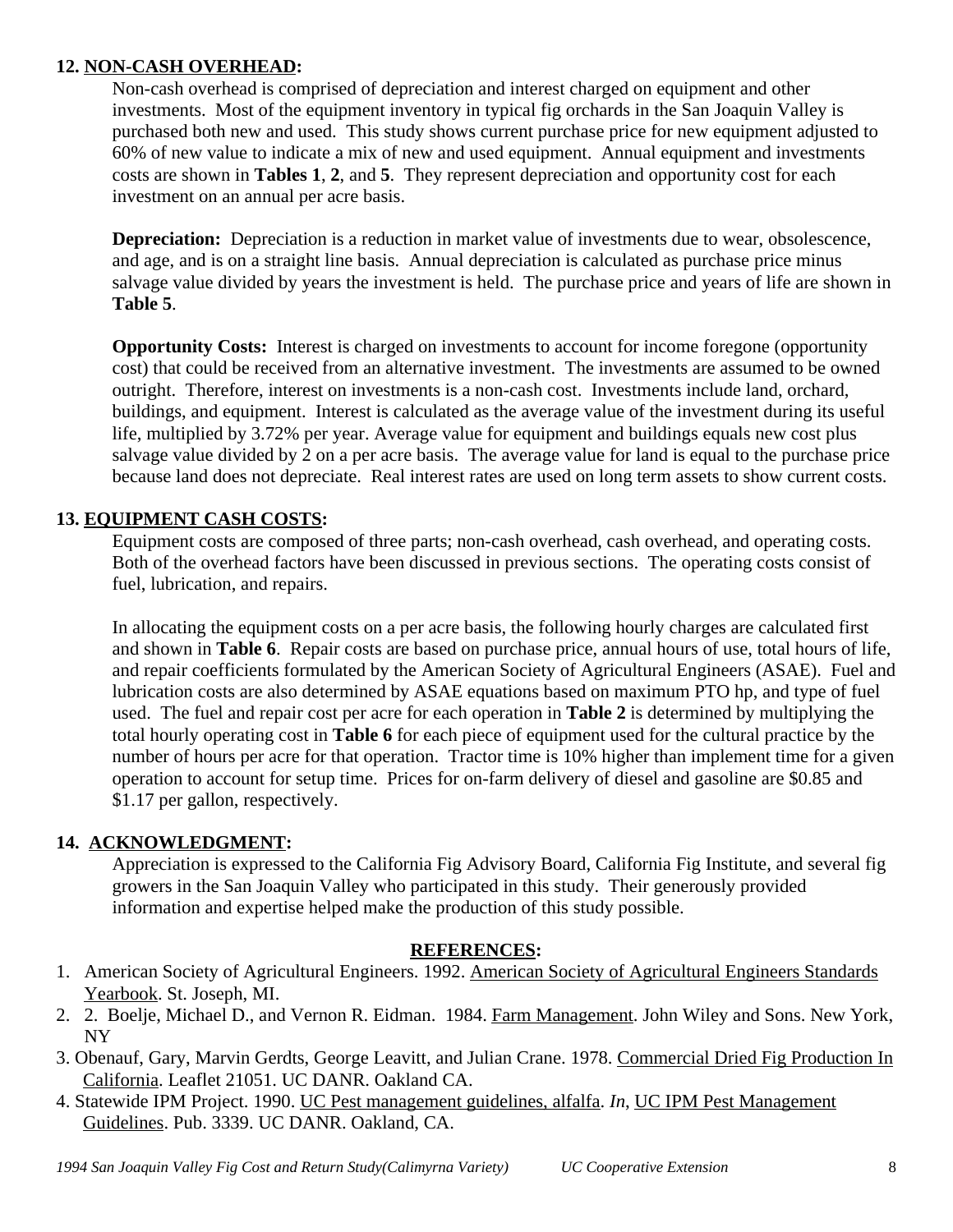## 12. NON-CASH OVERHEAD:

Non-cash overhead is comprised of depreciation and interest charged on equipment and other investments. Most of the equipment inventory in typical fig orchards in the San Joaquin Valley is purchased both new and used. This study shows current purchase price for new equipment adjusted to 60% of new value to indicate a mix of new and used equipment. Annual equipment and investments costs are shown in **Tables 1**, **2**, and **5**. They represent depreciation and opportunity cost for each investment on an annual per acre basis.

**Depreciation:** Depreciation is a reduction in market value of investments due to wear, obsolescence, and age, and is on a straight line basis. Annual depreciation is calculated as purchase price minus salvage value divided by years the investment is held. The purchase price and years of life are shown in **Table 5**.

**Opportunity Costs:** Interest is charged on investments to account for income foregone (opportunity cost) that could be received from an alternative investment. The investments are assumed to be owned outright. Therefore, interest on investments is a non-cash cost. Investments include land, orchard, buildings, and equipment. Interest is calculated as the average value of the investment during its useful life, multiplied by 3.72% per year. Average value for equipment and buildings equals new cost plus salvage value divided by 2 on a per acre basis. The average value for land is equal to the purchase price because land does not depreciate. Real interest rates are used on long term assets to show current costs.

## 13. EQUIPMENT CASH COSTS:

Equipment costs are composed of three parts; non-cash overhead, cash overhead, and operating costs. Both of the overhead factors have been discussed in previous sections. The operating costs consist of fuel, lubrication, and repairs.

In allocating the equipment costs on a per acre basis, the following hourly charges are calculated first and shown in **Table 6**. Repair costs are based on purchase price, annual hours of use, total hours of life, and repair coefficients formulated by the American Society of Agricultural Engineers (ASAE). Fuel and lubrication costs are also determined by ASAE equations based on maximum PTO hp, and type of fuel used. The fuel and repair cost per acre for each operation in **Table 2** is determined by multiplying the total hourly operating cost in **Table 6** for each piece of equipment used for the cultural practice by the number of hours per acre for that operation. Tractor time is 10% higher than implement time for a given operation to account for setup time. Prices for on-farm delivery of diesel and gasoline are $0.85 and $1.17 per gallon, respectively.

## 14. ACKNOWLEDGMENT:

Appreciation is expressed to the California Fig Advisory Board, California Fig Institute, and several fig growers in the San Joaquin Valley who participated in this study. Their generously provided information and expertise helped make the production of this study possible.

## REFERENCES:

1. American Society of Agricultural Engineers. 1992. American Society of Agricultural Engineers Standards Yearbook. St. Joseph, MI.
2. 2. Boelje, Michael D., and Vernon R. Eidman. 1984. Farm Management. John Wiley and Sons. New York, NY
3. Obenauf, Gary, Marvin Gerdts, George Leavitt, and Julian Crane. 1978. Commercial Dried Fig Production In California. Leaflet 21051. UC DANR. Oakland CA.
4. Statewide IPM Project. 1990. UC Pest management guidelines, alfalfa. *In*, UC IPM Pest Management Guidelines. Pub. 3339. UC DANR. Oakland, CA.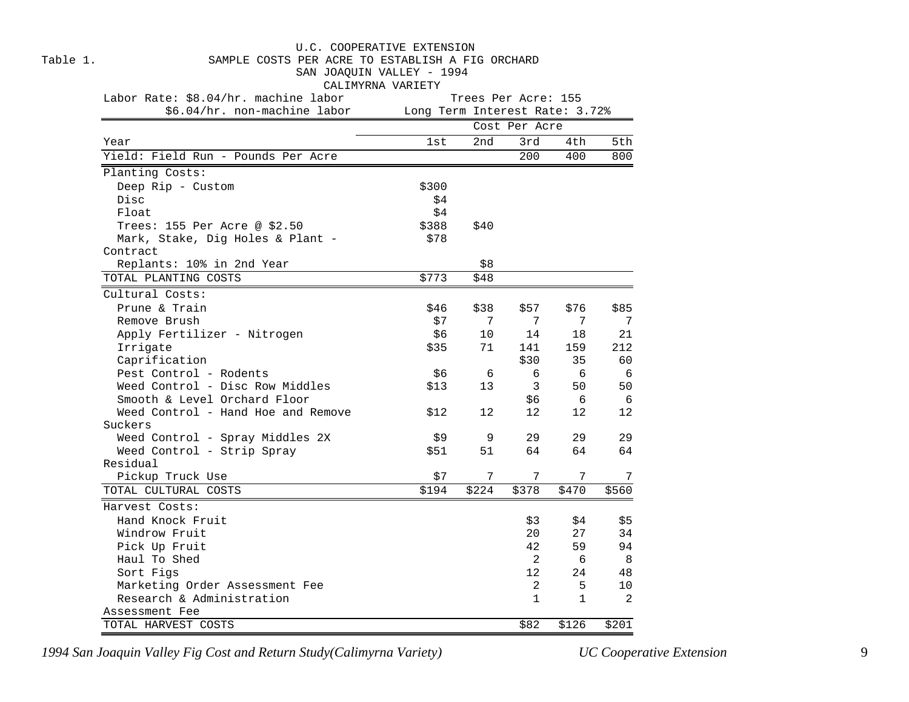U.C. COOPERATIVE EXTENSION

Table 1. SAMPLE COSTS PER ACRE TO ESTABLISH A FIG ORCHARD
SAN JOAQUIN VALLEY - 1994
CALIMYRNA VARIETY

Labor Rate: $8.04/hr. machine labor
$6.04/hr. non-machine labor

Trees Per Acre: 155
Long Term Interest Rate: 3.72%

| | Cost Per Acre | | | | |
|---|---|---|---|---|---|
| Year | 1st | 2nd | 3rd | 4th | 5th |
| Yield: Field Run - Pounds Per Acre | | | 200 | 400 | 800 |
| Planting Costs: | | | | | |
| Deep Rip - Custom | $300 | | | | |
| Disc | $4 | | | | |
| Float | $4 | | | | |
| Trees: 155 Per Acre @ $2.50 | $388 | $40 | | | |
| Mark, Stake, Dig Holes & Plant - Contract | $78 | | | | |
| Replants: 10% in 2nd Year | | $8 | | | |
| TOTAL PLANTING COSTS | $773 | $48 | | | |
| Cultural Costs: | | | | | |
| Prune & Train | $46 | $38 | $57 | $76 | $85 |
| Remove Brush | $7 | 7 | 7 | 7 | 7 |
| Apply Fertilizer - Nitrogen | $6 | 10 | 14 | 18 | 21 |
| Irrigate | $35 | 71 | 141 | 159 | 212 |
| Caprification | | | $30 | 35 | 60 |
| Pest Control - Rodents | $6 | 6 | 6 | 6 | 6 |
| Weed Control - Disc Row Middles | $13 | 13 | 3 | 50 | 50 |
| Smooth & Level Orchard Floor | | | $6 | 6 | 6 |
| Weed Control - Hand Hoe and Remove Suckers | $12 | 12 | 12 | 12 | 12 |
| Weed Control - Spray Middles 2X | $9 | 9 | 29 | 29 | 29 |
| Weed Control - Strip Spray Residual | $51 | 51 | 64 | 64 | 64 |
| Pickup Truck Use | $7 | 7 | 7 | 7 | 7 |
| TOTAL CULTURAL COSTS | $194 | $224 | $378 | $470 | $560 |
| Harvest Costs: | | | | | |
| Hand Knock Fruit | | | $3 | $4 | $5 |
| Windrow Fruit | | | 20 | 27 | 34 |
| Pick Up Fruit | | | 42 | 59 | 94 |
| Haul To Shed | | | 2 | 6 | 8 |
| Sort Figs | | | 12 | 24 | 48 |
| Marketing Order Assessment Fee | | | 2 | 5 | 10 |
| Research & Administration Assessment Fee | | | 1 | 1 | 2 |
| TOTAL HARVEST COSTS | | | $82 | $126 | $201 |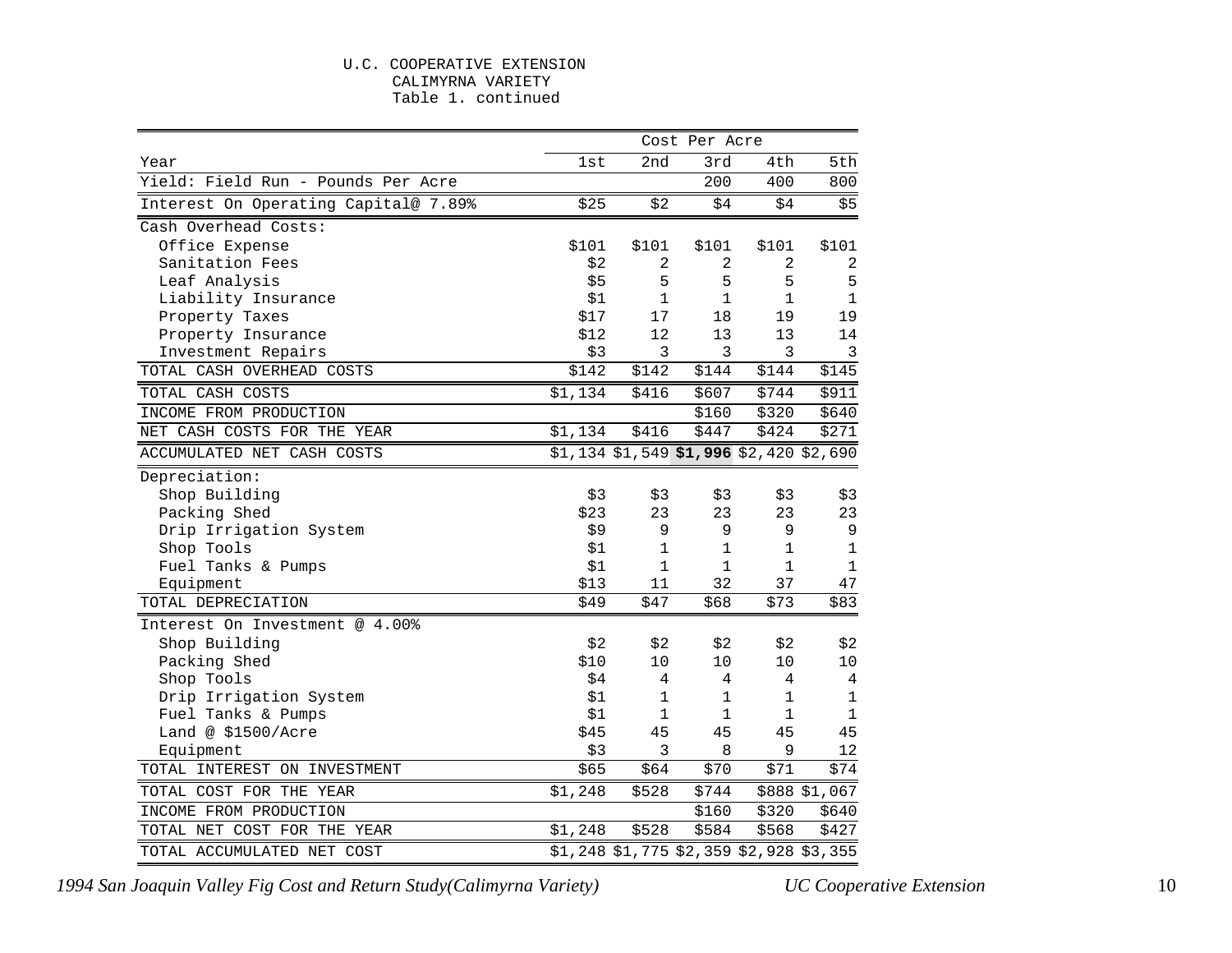U.C. COOPERATIVE EXTENSION
CALIMYRNA VARIETY
Table 1. continued

| | Cost Per Acre | | | | |
|---|---|---|---|---|---|
| Year | 1st | 2nd | 3rd | 4th | 5th |
| Yield: Field Run - Pounds Per Acre | | | 200 | 400 | 800 |
| Interest On Operating Capital@ 7.89% | $25 | $2 | $4 | $4 | $5 |
| Cash Overhead Costs: | | | | | |
| Office Expense | $101 | $101 | $101 | $101 | $101 |
| Sanitation Fees | $2 | 2 | 2 | 2 | 2 |
| Leaf Analysis | $5 | 5 | 5 | 5 | 5 |
| Liability Insurance | $1 | 1 | 1 | 1 | 1 |
| Property Taxes | $17 | 17 | 18 | 19 | 19 |
| Property Insurance | $12 | 12 | 13 | 13 | 14 |
| Investment Repairs | $3 | 3 | 3 | 3 | 3 |
| TOTAL CASH OVERHEAD COSTS | $142 | $142 | $144 | $144 | $145 |
| TOTAL CASH COSTS | $1,134 | $416 | $607 | $744 | $911 |
| INCOME FROM PRODUCTION | | | $160 | $320 | $640 |
| NET CASH COSTS FOR THE YEAR | $1,134 | $416 | $447 | $424 | $271 |
| ACCUMULATED NET CASH COSTS | $1,134 | $1,549 | **$1,996** | $2,420 | $2,690 |
| Depreciation: | | | | | |
| Shop Building | $3 | $3 | $3 | $3 | $3 |
| Packing Shed | $23 | 23 | 23 | 23 | 23 |
| Drip Irrigation System | $9 | 9 | 9 | 9 | 9 |
| Shop Tools | $1 | 1 | 1 | 1 | 1 |
| Fuel Tanks & Pumps | $1 | 1 | 1 | 1 | 1 |
| Equipment | $13 | 11 | 32 | 37 | 47 |
| TOTAL DEPRECIATION | $49 | $47 | $68 | $73 | $83 |
| Interest On Investment @ 4.00% | | | | | |
| Shop Building | $2 | $2 | $2 | $2 | $2 |
| Packing Shed | $10 | 10 | 10 | 10 | 10 |
| Shop Tools | $4 | 4 | 4 | 4 | 4 |
| Drip Irrigation System | $1 | 1 | 1 | 1 | 1 |
| Fuel Tanks & Pumps | $1 | 1 | 1 | 1 | 1 |
| Land @ $1500/Acre | $45 | 45 | 45 | 45 | 45 |
| Equipment | $3 | 3 | 8 | 9 | 12 |
| TOTAL INTEREST ON INVESTMENT | $65 | $64 | $70 | $71 | $74 |
| TOTAL COST FOR THE YEAR | $1,248 | $528 | $744 | $888 | $1,067 |
| INCOME FROM PRODUCTION | | | $160 | $320 | $640 |
| TOTAL NET COST FOR THE YEAR | $1,248 | $528 | $584 | $568 | $427 |
| TOTAL ACCUMULATED NET COST | $1,248 | $1,775 | $2,359 | $2,928 | $3,355 |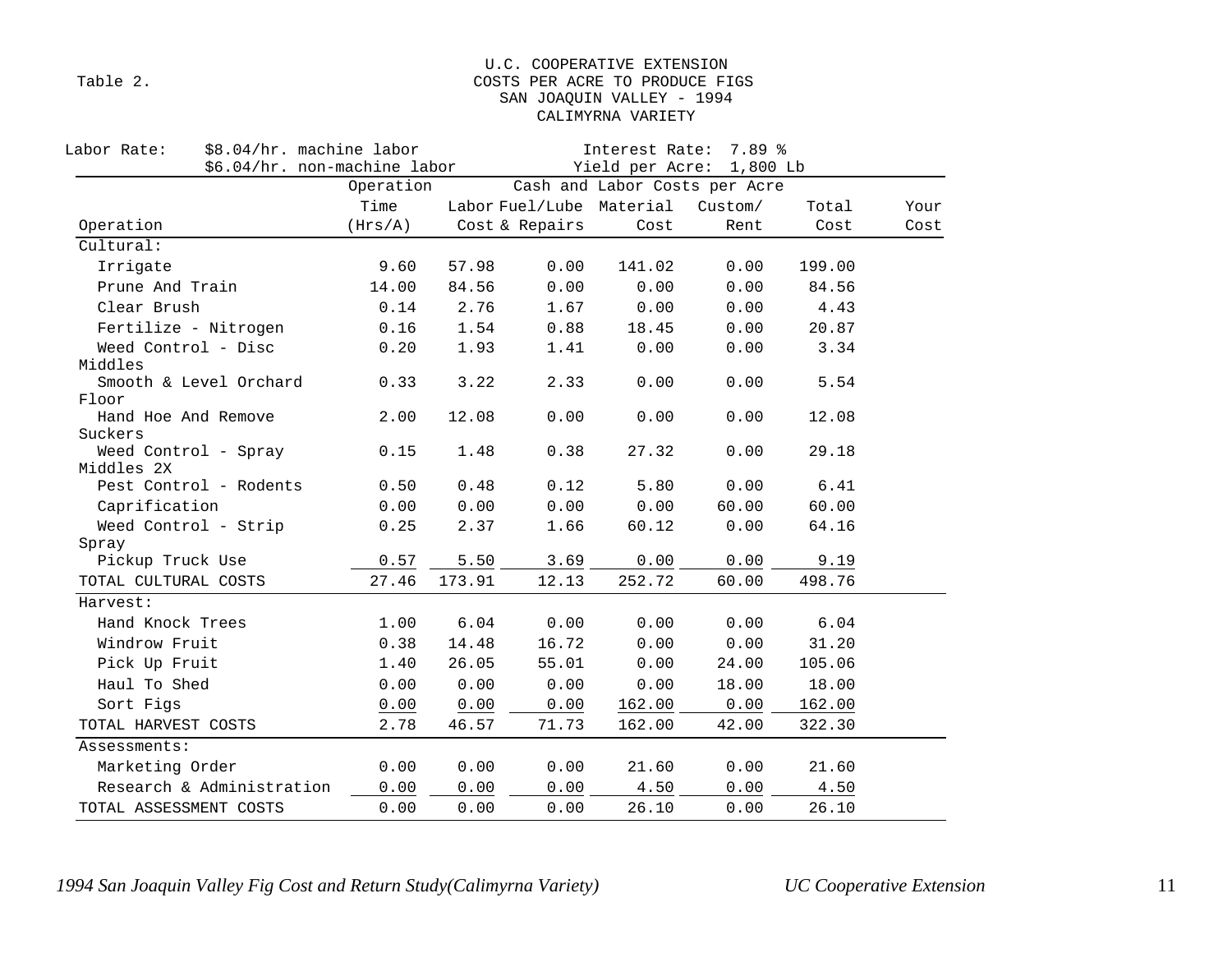Table 2.

U.C. COOPERATIVE EXTENSION
COSTS PER ACRE TO PRODUCE FIGS
SAN JOAQUIN VALLEY - 1994
CALIMYRNA VARIETY

Labor Rate: $8.04/hr. machine labor; $6.04/hr. non-machine labor
Interest Rate: 7.89 %
Yield per Acre: 1,800 Lb

| Operation | Operation Time (Hrs/A) | Labor Cost | Fuel/Lube & Repairs | Material Cost | Custom/ Rent | Total Cost | Your Cost |
|---|---|---|---|---|---|---|---|
| Cultural: | | | | | | | |
| Irrigate | 9.60 | 57.98 | 0.00 | 141.02 | 0.00 | 199.00 | |
| Prune And Train | 14.00 | 84.56 | 0.00 | 0.00 | 0.00 | 84.56 | |
| Clear Brush | 0.14 | 2.76 | 1.67 | 0.00 | 0.00 | 4.43 | |
| Fertilize - Nitrogen | 0.16 | 1.54 | 0.88 | 18.45 | 0.00 | 20.87 | |
| Weed Control - Disc Middles | 0.20 | 1.93 | 1.41 | 0.00 | 0.00 | 3.34 | |
| Smooth & Level Orchard Floor | 0.33 | 3.22 | 2.33 | 0.00 | 0.00 | 5.54 | |
| Hand Hoe And Remove Suckers | 2.00 | 12.08 | 0.00 | 0.00 | 0.00 | 12.08 | |
| Weed Control - Spray Middles 2X | 0.15 | 1.48 | 0.38 | 27.32 | 0.00 | 29.18 | |
| Pest Control - Rodents | 0.50 | 0.48 | 0.12 | 5.80 | 0.00 | 6.41 | |
| Caprification | 0.00 | 0.00 | 0.00 | 0.00 | 60.00 | 60.00 | |
| Weed Control - Strip Spray | 0.25 | 2.37 | 1.66 | 60.12 | 0.00 | 64.16 | |
| Pickup Truck Use | 0.57 | 5.50 | 3.69 | 0.00 | 0.00 | 9.19 | |
| TOTAL CULTURAL COSTS | 27.46 | 173.91 | 12.13 | 252.72 | 60.00 | 498.76 | |
| Harvest: | | | | | | | |
| Hand Knock Trees | 1.00 | 6.04 | 0.00 | 0.00 | 0.00 | 6.04 | |
| Windrow Fruit | 0.38 | 14.48 | 16.72 | 0.00 | 0.00 | 31.20 | |
| Pick Up Fruit | 1.40 | 26.05 | 55.01 | 0.00 | 24.00 | 105.06 | |
| Haul To Shed | 0.00 | 0.00 | 0.00 | 0.00 | 18.00 | 18.00 | |
| Sort Figs | 0.00 | 0.00 | 0.00 | 162.00 | 0.00 | 162.00 | |
| TOTAL HARVEST COSTS | 2.78 | 46.57 | 71.73 | 162.00 | 42.00 | 322.30 | |
| Assessments: | | | | | | | |
| Marketing Order | 0.00 | 0.00 | 0.00 | 21.60 | 0.00 | 21.60 | |
| Research & Administration | 0.00 | 0.00 | 0.00 | 4.50 | 0.00 | 4.50 | |
| TOTAL ASSESSMENT COSTS | 0.00 | 0.00 | 0.00 | 26.10 | 0.00 | 26.10 | |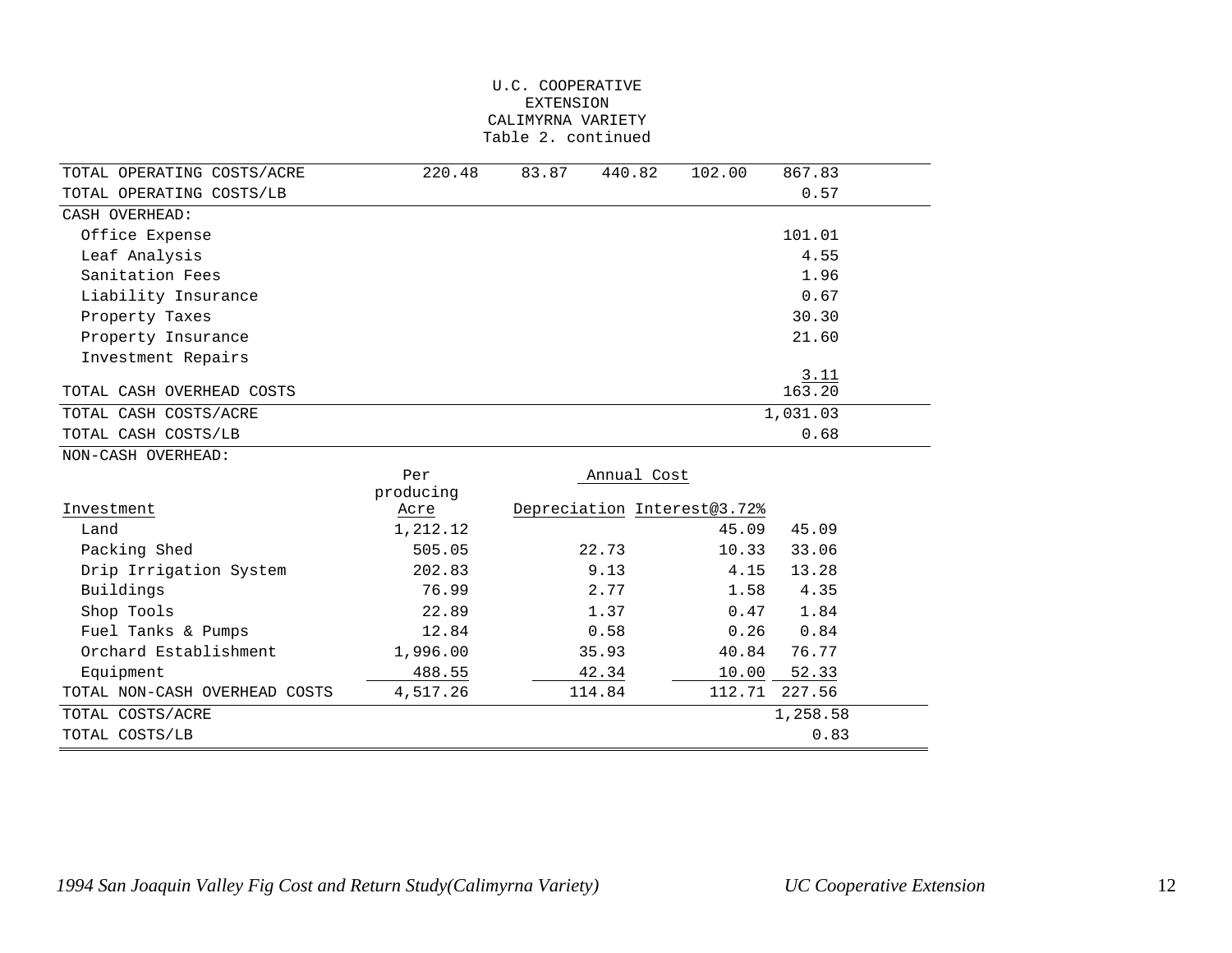U.C. COOPERATIVE EXTENSION
CALIMYRNA VARIETY
Table 2. continued

| | | | | | |
|---|---|---|---|---|---|
| TOTAL OPERATING COSTS/ACRE | 220.48 | 83.87 | 440.82 | 102.00 | 867.83 |
| TOTAL OPERATING COSTS/LB | | | | | 0.57 |
| CASH OVERHEAD: | | | | | |
| Office Expense | | | | | 101.01 |
| Leaf Analysis | | | | | 4.55 |
| Sanitation Fees | | | | | 1.96 |
| Liability Insurance | | | | | 0.67 |
| Property Taxes | | | | | 30.30 |
| Property Insurance | | | | | 21.60 |
| Investment Repairs | | | | | 3.11 |
| TOTAL CASH OVERHEAD COSTS | | | | | 163.20 |
| TOTAL CASH COSTS/ACRE | | | | | 1,031.03 |
| TOTAL CASH COSTS/LB | | | | | 0.68 |

NON-CASH OVERHEAD:

| Investment | Per producing Acre | Annual Cost Depreciation | Annual Cost Interest@3.72% | |
|---|---|---|---|---|
| Land | 1,212.12 | | 45.09 | 45.09 |
| Packing Shed | 505.05 | 22.73 | 10.33 | 33.06 |
| Drip Irrigation System | 202.83 | 9.13 | 4.15 | 13.28 |
| Buildings | 76.99 | 2.77 | 1.58 | 4.35 |
| Shop Tools | 22.89 | 1.37 | 0.47 | 1.84 |
| Fuel Tanks & Pumps | 12.84 | 0.58 | 0.26 | 0.84 |
| Orchard Establishment | 1,996.00 | 35.93 | 40.84 | 76.77 |
| Equipment | 488.55 | 42.34 | 10.00 | 52.33 |
| TOTAL NON-CASH OVERHEAD COSTS | 4,517.26 | 114.84 | 112.71 | 227.56 |
| TOTAL COSTS/ACRE | | | | 1,258.58 |
| TOTAL COSTS/LB | | | | 0.83 |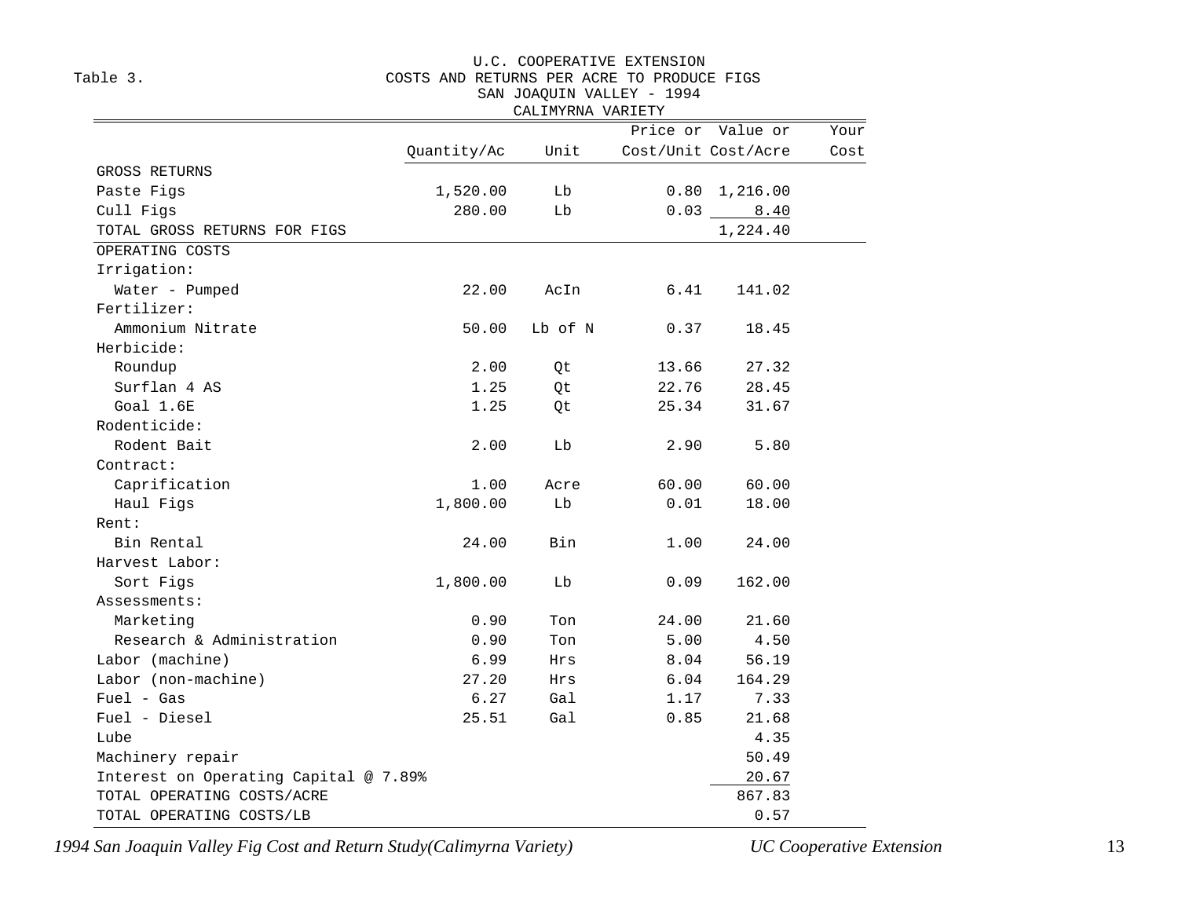Table 3.

U.C. COOPERATIVE EXTENSION
COSTS AND RETURNS PER ACRE TO PRODUCE FIGS
SAN JOAQUIN VALLEY - 1994
CALIMYRNA VARIETY

| | Quantity/Ac | Unit | Price or Cost/Unit | Value or Cost/Acre | Your Cost |
|---|---|---|---|---|---|
| GROSS RETURNS | | | | | |
| Paste Figs | 1,520.00 | Lb | 0.80 | 1,216.00 | |
| Cull Figs | 280.00 | Lb | 0.03 | 8.40 | |
| TOTAL GROSS RETURNS FOR FIGS | | | | 1,224.40 | |
| OPERATING COSTS | | | | | |
| Irrigation: | | | | | |
| Water - Pumped | 22.00 | AcIn | 6.41 | 141.02 | |
| Fertilizer: | | | | | |
| Ammonium Nitrate | 50.00 | Lb of N | 0.37 | 18.45 | |
| Herbicide: | | | | | |
| Roundup | 2.00 | Qt | 13.66 | 27.32 | |
| Surflan 4 AS | 1.25 | Qt | 22.76 | 28.45 | |
| Goal 1.6E | 1.25 | Qt | 25.34 | 31.67 | |
| Rodenticide: | | | | | |
| Rodent Bait | 2.00 | Lb | 2.90 | 5.80 | |
| Contract: | | | | | |
| Caprification | 1.00 | Acre | 60.00 | 60.00 | |
| Haul Figs | 1,800.00 | Lb | 0.01 | 18.00 | |
| Rent: | | | | | |
| Bin Rental | 24.00 | Bin | 1.00 | 24.00 | |
| Harvest Labor: | | | | | |
| Sort Figs | 1,800.00 | Lb | 0.09 | 162.00 | |
| Assessments: | | | | | |
| Marketing | 0.90 | Ton | 24.00 | 21.60 | |
| Research & Administration | 0.90 | Ton | 5.00 | 4.50 | |
| Labor (machine) | 6.99 | Hrs | 8.04 | 56.19 | |
| Labor (non-machine) | 27.20 | Hrs | 6.04 | 164.29 | |
| Fuel - Gas | 6.27 | Gal | 1.17 | 7.33 | |
| Fuel - Diesel | 25.51 | Gal | 0.85 | 21.68 | |
| Lube | | | | 4.35 | |
| Machinery repair | | | | 50.49 | |
| Interest on Operating Capital @ 7.89% | | | | 20.67 | |
| TOTAL OPERATING COSTS/ACRE | | | | 867.83 | |
| TOTAL OPERATING COSTS/LB | | | | 0.57 | |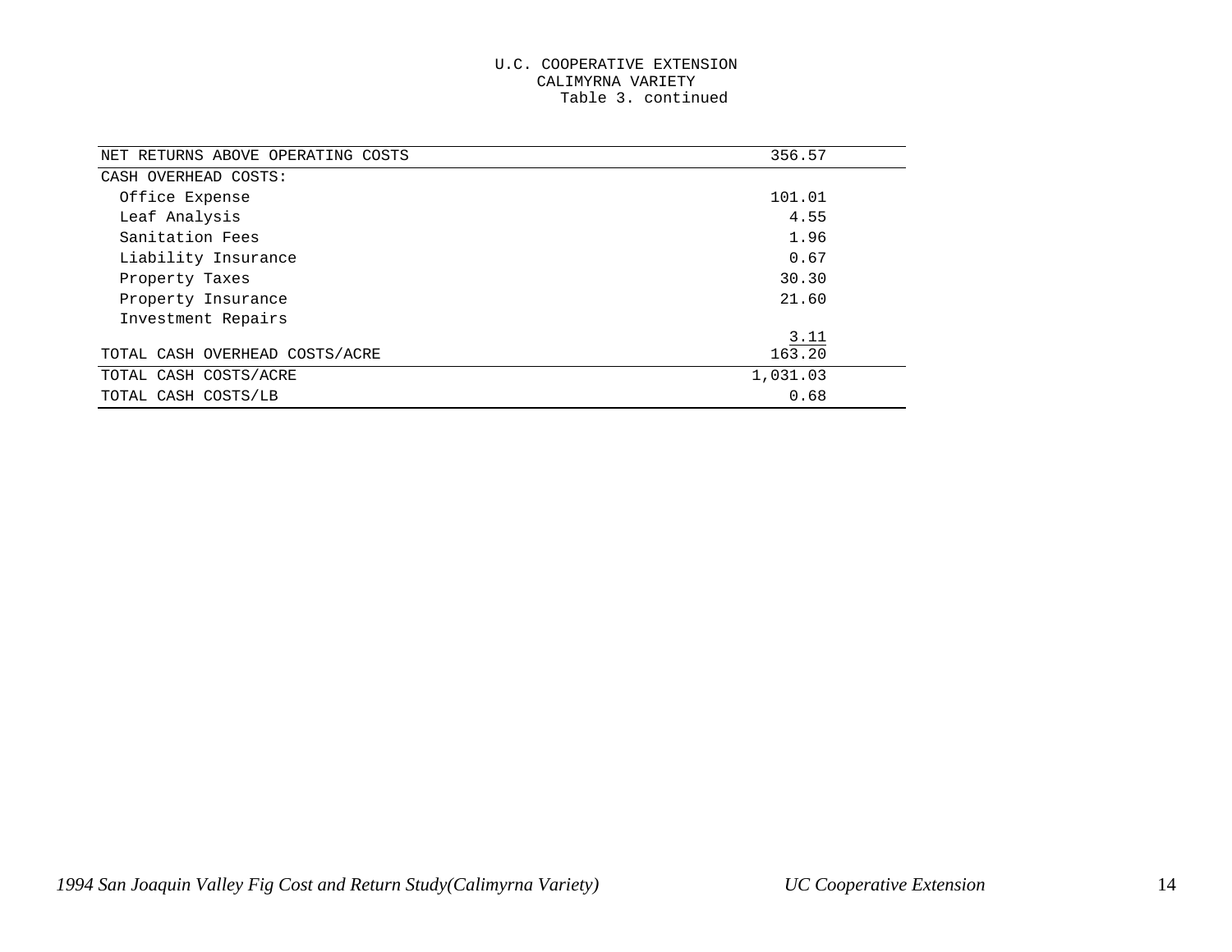U.C. COOPERATIVE EXTENSION
CALIMYRNA VARIETY
Table 3. continued

| | |
|---|---|
| NET RETURNS ABOVE OPERATING COSTS | 356.57 |
| CASH OVERHEAD COSTS: | |
| Office Expense | 101.01 |
| Leaf Analysis | 4.55 |
| Sanitation Fees | 1.96 |
| Liability Insurance | 0.67 |
| Property Taxes | 30.30 |
| Property Insurance | 21.60 |
| Investment Repairs | 3.11 |
| TOTAL CASH OVERHEAD COSTS/ACRE | 163.20 |
| TOTAL CASH COSTS/ACRE | 1,031.03 |
| TOTAL CASH COSTS/LB | 0.68 |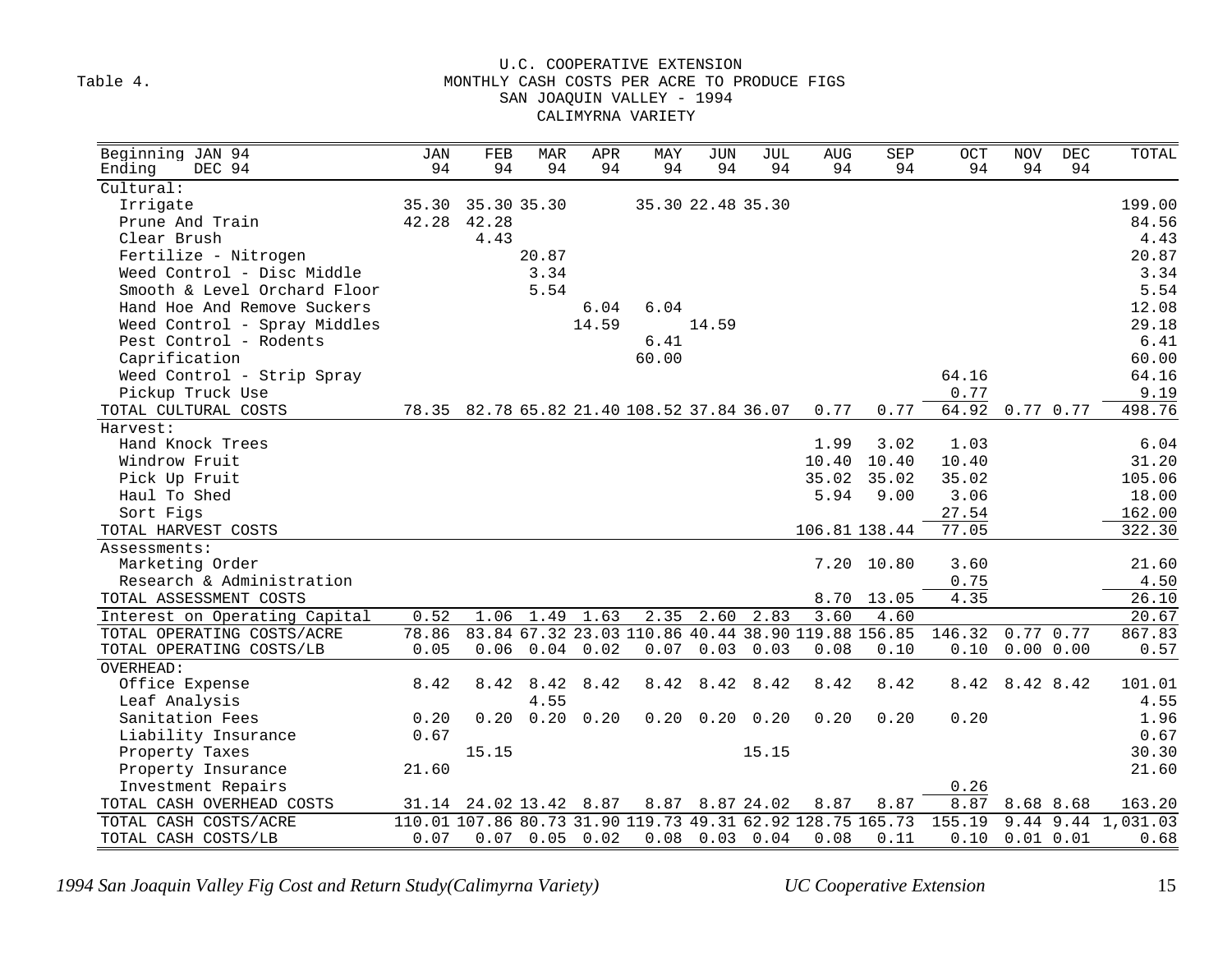Table 4.

# U.C. COOPERATIVE EXTENSION
## MONTHLY CASH COSTS PER ACRE TO PRODUCE FIGS
## SAN JOAQUIN VALLEY - 1994
## CALIMYRNA VARIETY

| Beginning JAN 94<br>Ending DEC 94 | JAN 94 | FEB 94 | MAR 94 | APR 94 | MAY 94 | JUN 94 | JUL 94 | AUG 94 | SEP 94 | OCT 94 | NOV 94 | DEC 94 | TOTAL |
|---|---|---|---|---|---|---|---|---|---|---|---|---|---|
| Cultural: | | | | | | | | | | | | | |
| Irrigate | 35.30 | 35.30 | 35.30 | | 35.30 | 22.48 | 35.30 | | | | | | 199.00 |
| Prune And Train | 42.28 | 42.28 | | | | | | | | | | | 84.56 |
| Clear Brush | | 4.43 | | | | | | | | | | | 4.43 |
| Fertilize - Nitrogen | | | 20.87 | | | | | | | | | | 20.87 |
| Weed Control - Disc Middle | | | 3.34 | | | | | | | | | | 3.34 |
| Smooth & Level Orchard Floor | | | 5.54 | | | | | | | | | | 5.54 |
| Hand Hoe And Remove Suckers | | | | 6.04 | 6.04 | | | | | | | | 12.08 |
| Weed Control - Spray Middles | | | | 14.59 | | 14.59 | | | | | | | 29.18 |
| Pest Control - Rodents | | | | | 6.41 | | | | | | | | 6.41 |
| Caprification | | | | | 60.00 | | | | | | | | 60.00 |
| Weed Control - Strip Spray | | | | | | | | | | 64.16 | | | 64.16 |
| Pickup Truck Use | | | | | | | | | | 0.77 | | | 9.19 |
| TOTAL CULTURAL COSTS | 78.35 | 82.78 | 65.82 | 21.40 | 108.52 | 37.84 | 36.07 | 0.77 | 0.77 | 64.92 | 0.77 | 0.77 | 498.76 |
| Harvest: | | | | | | | | | | | | | |
| Hand Knock Trees | | | | | | | | 1.99 | 3.02 | 1.03 | | | 6.04 |
| Windrow Fruit | | | | | | | | 10.40 | 10.40 | 10.40 | | | 31.20 |
| Pick Up Fruit | | | | | | | | 35.02 | 35.02 | 35.02 | | | 105.06 |
| Haul To Shed | | | | | | | | 5.94 | 9.00 | 3.06 | | | 18.00 |
| Sort Figs | | | | | | | | | | 27.54 | | | 162.00 |
| TOTAL HARVEST COSTS | | | | | | | | 106.81 | 138.44 | 77.05 | | | 322.30 |
| Assessments: | | | | | | | | | | | | | |
| Marketing Order | | | | | | | | 7.20 | 10.80 | 3.60 | | | 21.60 |
| Research & Administration | | | | | | | | | | 0.75 | | | 4.50 |
| TOTAL ASSESSMENT COSTS | | | | | | | | 8.70 | 13.05 | 4.35 | | | 26.10 |
| Interest on Operating Capital | 0.52 | 1.06 | 1.49 | 1.63 | 2.35 | 2.60 | 2.83 | 3.60 | 4.60 | | | | 20.67 |
| TOTAL OPERATING COSTS/ACRE | 78.86 | 83.84 | 67.32 | 23.03 | 110.86 | 40.44 | 38.90 | 119.88 | 156.85 | 146.32 | 0.77 | 0.77 | 867.83 |
| TOTAL OPERATING COSTS/LB | 0.05 | 0.06 | 0.04 | 0.02 | 0.07 | 0.03 | 0.03 | 0.08 | 0.10 | 0.10 | 0.00 | 0.00 | 0.57 |
| OVERHEAD: | | | | | | | | | | | | | |
| Office Expense | 8.42 | 8.42 | 8.42 | 8.42 | 8.42 | 8.42 | 8.42 | 8.42 | 8.42 | 8.42 | 8.42 | 8.42 | 101.01 |
| Leaf Analysis | | | 4.55 | | | | | | | | | | 4.55 |
| Sanitation Fees | 0.20 | 0.20 | 0.20 | 0.20 | 0.20 | 0.20 | 0.20 | 0.20 | 0.20 | 0.20 | | | 1.96 |
| Liability Insurance | 0.67 | | | | | | | | | | | | 0.67 |
| Property Taxes | | 15.15 | | | | | 15.15 | | | | | | 30.30 |
| Property Insurance | 21.60 | | | | | | | | | | | | 21.60 |
| Investment Repairs | | | | | | | | | | 0.26 | | | |
| TOTAL CASH OVERHEAD COSTS | 31.14 | 24.02 | 13.42 | 8.87 | 8.87 | 8.87 | 24.02 | 8.87 | 8.87 | 8.87 | 8.68 | 8.68 | 163.20 |
| TOTAL CASH COSTS/ACRE | 110.01 | 107.86 | 80.73 | 31.90 | 119.73 | 49.31 | 62.92 | 128.75 | 165.73 | 155.19 | 9.44 | 9.44 | 1,031.03 |
| TOTAL CASH COSTS/LB | 0.07 | 0.07 | 0.05 | 0.02 | 0.08 | 0.03 | 0.04 | 0.08 | 0.11 | 0.10 | 0.01 | 0.01 | 0.68 |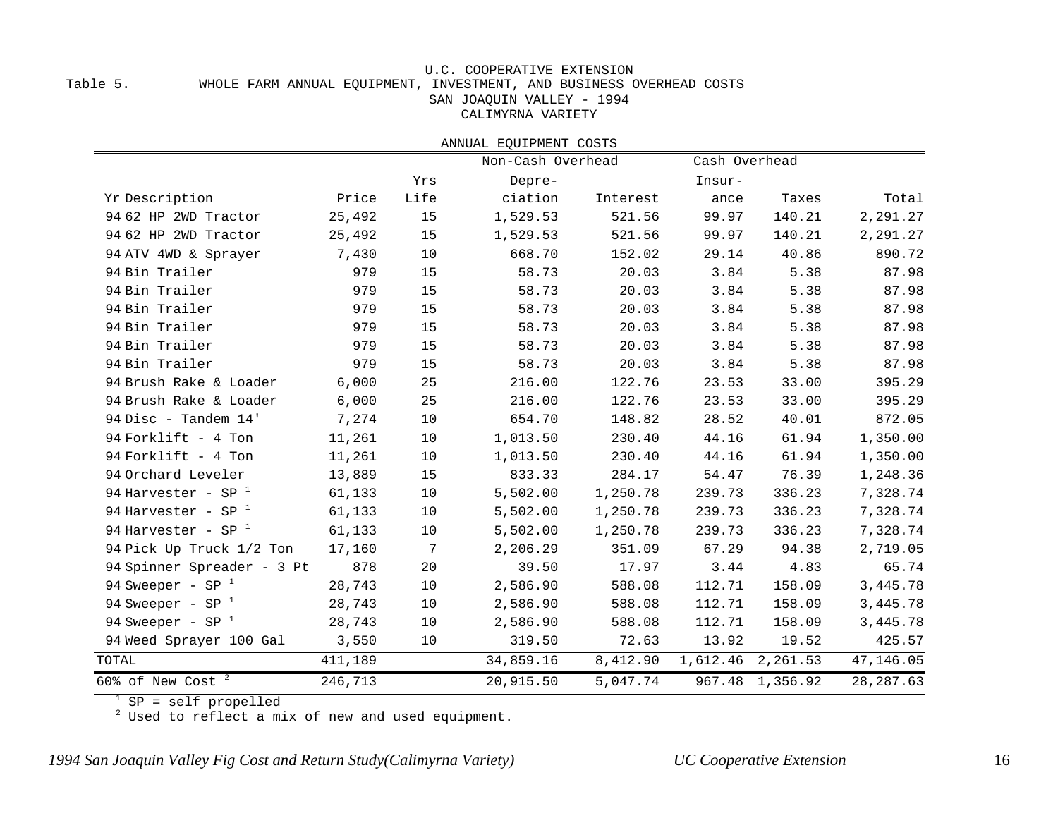U.C. COOPERATIVE EXTENSION

Table 5. WHOLE FARM ANNUAL EQUIPMENT, INVESTMENT, AND BUSINESS OVERHEAD COSTS

SAN JOAQUIN VALLEY - 1994

CALIMYRNA VARIETY

ANNUAL EQUIPMENT COSTS

| | | | | Non-Cash Overhead | | Cash Overhead | | |
|---|---|---|---|---|---|---|---|---|
| Yr | Description | Price | Yrs Life | Depreciation | Interest | Insurance | Taxes | Total |
| 94 | 62 HP 2WD Tractor | 25,492 | 15 | 1,529.53 | 521.56 | 99.97 | 140.21 | 2,291.27 |
| 94 | 62 HP 2WD Tractor | 25,492 | 15 | 1,529.53 | 521.56 | 99.97 | 140.21 | 2,291.27 |
| 94 | ATV 4WD & Sprayer | 7,430 | 10 | 668.70 | 152.02 | 29.14 | 40.86 | 890.72 |
| 94 | Bin Trailer | 979 | 15 | 58.73 | 20.03 | 3.84 | 5.38 | 87.98 |
| 94 | Bin Trailer | 979 | 15 | 58.73 | 20.03 | 3.84 | 5.38 | 87.98 |
| 94 | Bin Trailer | 979 | 15 | 58.73 | 20.03 | 3.84 | 5.38 | 87.98 |
| 94 | Bin Trailer | 979 | 15 | 58.73 | 20.03 | 3.84 | 5.38 | 87.98 |
| 94 | Bin Trailer | 979 | 15 | 58.73 | 20.03 | 3.84 | 5.38 | 87.98 |
| 94 | Bin Trailer | 979 | 15 | 58.73 | 20.03 | 3.84 | 5.38 | 87.98 |
| 94 | Brush Rake & Loader | 6,000 | 25 | 216.00 | 122.76 | 23.53 | 33.00 | 395.29 |
| 94 | Brush Rake & Loader | 6,000 | 25 | 216.00 | 122.76 | 23.53 | 33.00 | 395.29 |
| 94 | Disc - Tandem 14' | 7,274 | 10 | 654.70 | 148.82 | 28.52 | 40.01 | 872.05 |
| 94 | Forklift - 4 Ton | 11,261 | 10 | 1,013.50 | 230.40 | 44.16 | 61.94 | 1,350.00 |
| 94 | Forklift - 4 Ton | 11,261 | 10 | 1,013.50 | 230.40 | 44.16 | 61.94 | 1,350.00 |
| 94 | Orchard Leveler | 13,889 | 15 | 833.33 | 284.17 | 54.47 | 76.39 | 1,248.36 |
| 94 | Harvester - SP [1] | 61,133 | 10 | 5,502.00 | 1,250.78 | 239.73 | 336.23 | 7,328.74 |
| 94 | Harvester - SP [1] | 61,133 | 10 | 5,502.00 | 1,250.78 | 239.73 | 336.23 | 7,328.74 |
| 94 | Harvester - SP [1] | 61,133 | 10 | 5,502.00 | 1,250.78 | 239.73 | 336.23 | 7,328.74 |
| 94 | Pick Up Truck 1/2 Ton | 17,160 | 7 | 2,206.29 | 351.09 | 67.29 | 94.38 | 2,719.05 |
| 94 | Spinner Spreader - 3 Pt | 878 | 20 | 39.50 | 17.97 | 3.44 | 4.83 | 65.74 |
| 94 | Sweeper - SP [1] | 28,743 | 10 | 2,586.90 | 588.08 | 112.71 | 158.09 | 3,445.78 |
| 94 | Sweeper - SP [1] | 28,743 | 10 | 2,586.90 | 588.08 | 112.71 | 158.09 | 3,445.78 |
| 94 | Sweeper - SP [1] | 28,743 | 10 | 2,586.90 | 588.08 | 112.71 | 158.09 | 3,445.78 |
| 94 | Weed Sprayer 100 Gal | 3,550 | 10 | 319.50 | 72.63 | 13.92 | 19.52 | 425.57 |
| TOTAL | | 411,189 | | 34,859.16 | 8,412.90 | 1,612.46 | 2,261.53 | 47,146.05 |
| 60% of New Cost [2] | | 246,713 | | 20,915.50 | 5,047.74 | 967.48 | 1,356.92 | 28,287.63 |

[1] SP = self propelled

[2] Used to reflect a mix of new and used equipment.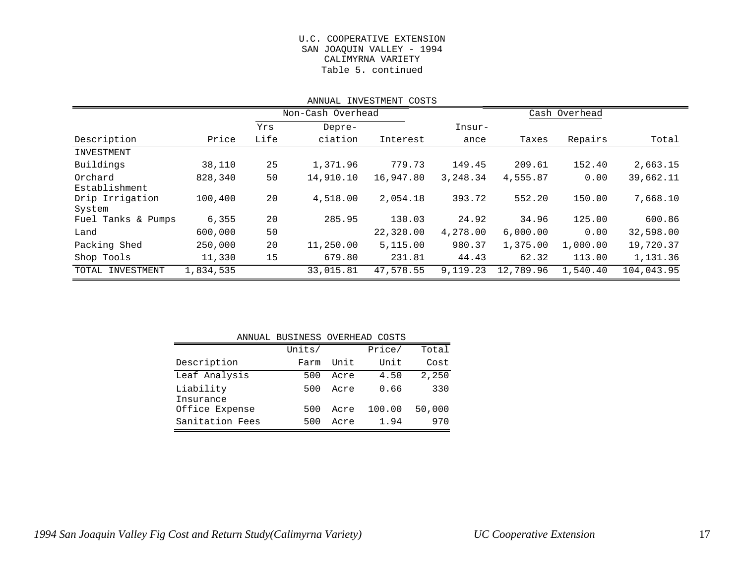U.C. COOPERATIVE EXTENSION
SAN JOAQUIN VALLEY - 1994
CALIMYRNA VARIETY
Table 5. continued

ANNUAL INVESTMENT COSTS

| | | | Non-Cash Overhead | | | Cash Overhead | | |
|---|---|---|---|---|---|---|---|---|
| | | Yrs | Depre- | | Insur- | | | |
| Description | Price | Life | ciation | Interest | ance | Taxes | Repairs | Total |
| INVESTMENT | | | | | | | | |
| Buildings | 38,110 | 25 | 1,371.96 | 779.73 | 149.45 | 209.61 | 152.40 | 2,663.15 |
| Orchard Establishment | 828,340 | 50 | 14,910.10 | 16,947.80 | 3,248.34 | 4,555.87 | 0.00 | 39,662.11 |
| Drip Irrigation System | 100,400 | 20 | 4,518.00 | 2,054.18 | 393.72 | 552.20 | 150.00 | 7,668.10 |
| Fuel Tanks & Pumps | 6,355 | 20 | 285.95 | 130.03 | 24.92 | 34.96 | 125.00 | 600.86 |
| Land | 600,000 | 50 | | 22,320.00 | 4,278.00 | 6,000.00 | 0.00 | 32,598.00 |
| Packing Shed | 250,000 | 20 | 11,250.00 | 5,115.00 | 980.37 | 1,375.00 | 1,000.00 | 19,720.37 |
| Shop Tools | 11,330 | 15 | 679.80 | 231.81 | 44.43 | 62.32 | 113.00 | 1,131.36 |
| TOTAL INVESTMENT | 1,834,535 | | 33,015.81 | 47,578.55 | 9,119.23 | 12,789.96 | 1,540.40 | 104,043.95 |

ANNUAL BUSINESS OVERHEAD COSTS

| Description | Units/ Farm | Unit | Price/ Unit | Total Cost |
|---|---|---|---|---|
| Leaf Analysis | 500 | Acre | 4.50 | 2,250 |
| Liability Insurance | 500 | Acre | 0.66 | 330 |
| Office Expense | 500 | Acre | 100.00 | 50,000 |
| Sanitation Fees | 500 | Acre | 1.94 | 970 |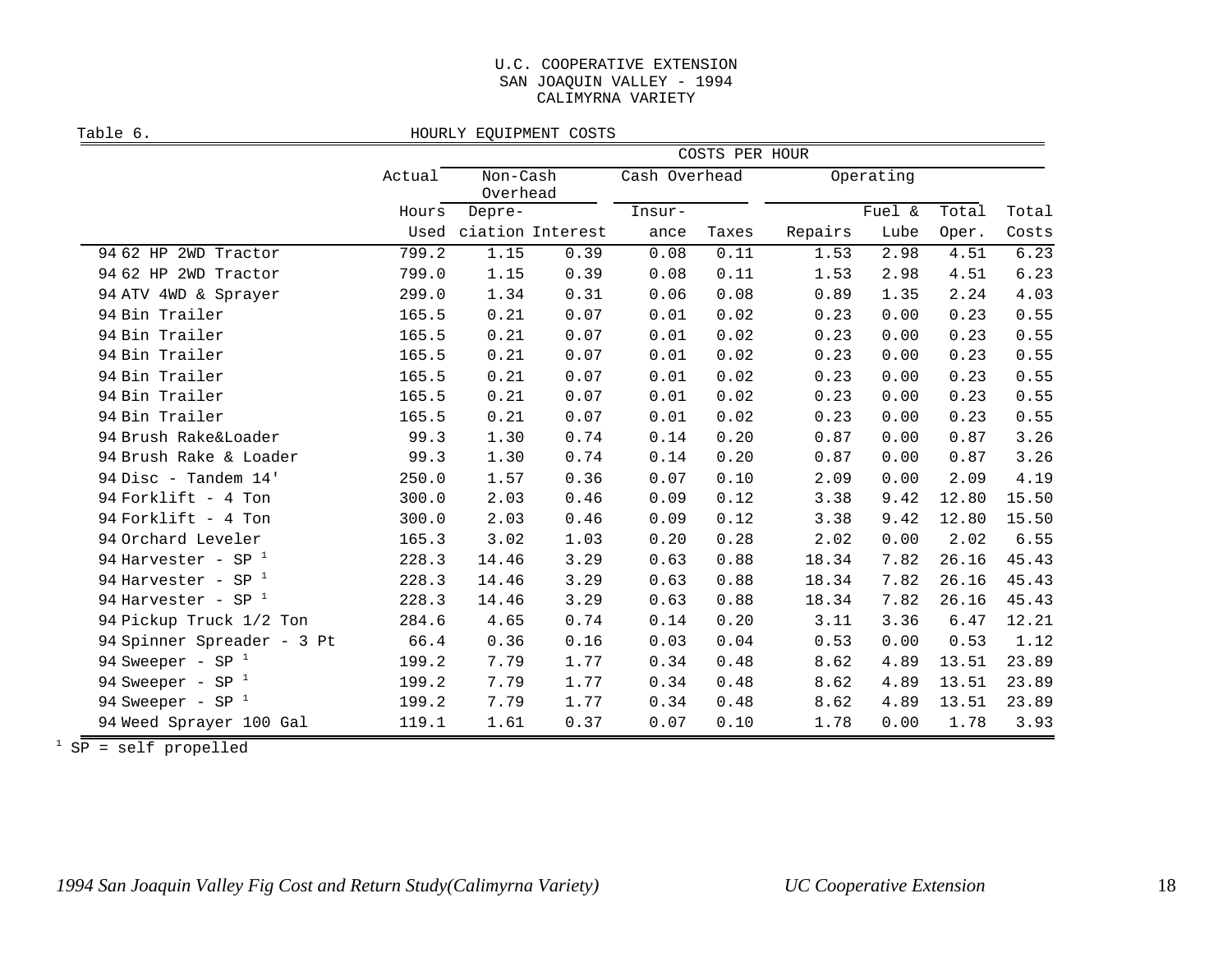U.C. COOPERATIVE EXTENSION
SAN JOAQUIN VALLEY - 1994
CALIMYRNA VARIETY

Table 6. HOURLY EQUIPMENT COSTS

| | Actual | COSTS PER HOUR | | | | | | | |
|---|---|---|---|---|---|---|---|---|---|
| | | Non-Cash Overhead | | Cash Overhead | | Operating | | | |
| | Hours Used | Depre- ciation | Interest | Insur- ance | Taxes | Repairs | Fuel & Lube | Total Oper. | Total Costs |
| 94 62 HP 2WD Tractor | 799.2 | 1.15 | 0.39 | 0.08 | 0.11 | 1.53 | 2.98 | 4.51 | 6.23 |
| 94 62 HP 2WD Tractor | 799.0 | 1.15 | 0.39 | 0.08 | 0.11 | 1.53 | 2.98 | 4.51 | 6.23 |
| 94 ATV 4WD & Sprayer | 299.0 | 1.34 | 0.31 | 0.06 | 0.08 | 0.89 | 1.35 | 2.24 | 4.03 |
| 94 Bin Trailer | 165.5 | 0.21 | 0.07 | 0.01 | 0.02 | 0.23 | 0.00 | 0.23 | 0.55 |
| 94 Bin Trailer | 165.5 | 0.21 | 0.07 | 0.01 | 0.02 | 0.23 | 0.00 | 0.23 | 0.55 |
| 94 Bin Trailer | 165.5 | 0.21 | 0.07 | 0.01 | 0.02 | 0.23 | 0.00 | 0.23 | 0.55 |
| 94 Bin Trailer | 165.5 | 0.21 | 0.07 | 0.01 | 0.02 | 0.23 | 0.00 | 0.23 | 0.55 |
| 94 Bin Trailer | 165.5 | 0.21 | 0.07 | 0.01 | 0.02 | 0.23 | 0.00 | 0.23 | 0.55 |
| 94 Bin Trailer | 165.5 | 0.21 | 0.07 | 0.01 | 0.02 | 0.23 | 0.00 | 0.23 | 0.55 |
| 94 Brush Rake&Loader | 99.3 | 1.30 | 0.74 | 0.14 | 0.20 | 0.87 | 0.00 | 0.87 | 3.26 |
| 94 Brush Rake & Loader | 99.3 | 1.30 | 0.74 | 0.14 | 0.20 | 0.87 | 0.00 | 0.87 | 3.26 |
| 94 Disc - Tandem 14' | 250.0 | 1.57 | 0.36 | 0.07 | 0.10 | 2.09 | 0.00 | 2.09 | 4.19 |
| 94 Forklift - 4 Ton | 300.0 | 2.03 | 0.46 | 0.09 | 0.12 | 3.38 | 9.42 | 12.80 | 15.50 |
| 94 Forklift - 4 Ton | 300.0 | 2.03 | 0.46 | 0.09 | 0.12 | 3.38 | 9.42 | 12.80 | 15.50 |
| 94 Orchard Leveler | 165.3 | 3.02 | 1.03 | 0.20 | 0.28 | 2.02 | 0.00 | 2.02 | 6.55 |
| 94 Harvester - SP [1] | 228.3 | 14.46 | 3.29 | 0.63 | 0.88 | 18.34 | 7.82 | 26.16 | 45.43 |
| 94 Harvester - SP [1] | 228.3 | 14.46 | 3.29 | 0.63 | 0.88 | 18.34 | 7.82 | 26.16 | 45.43 |
| 94 Harvester - SP [1] | 228.3 | 14.46 | 3.29 | 0.63 | 0.88 | 18.34 | 7.82 | 26.16 | 45.43 |
| 94 Pickup Truck 1/2 Ton | 284.6 | 4.65 | 0.74 | 0.14 | 0.20 | 3.11 | 3.36 | 6.47 | 12.21 |
| 94 Spinner Spreader - 3 Pt | 66.4 | 0.36 | 0.16 | 0.03 | 0.04 | 0.53 | 0.00 | 0.53 | 1.12 |
| 94 Sweeper - SP [1] | 199.2 | 7.79 | 1.77 | 0.34 | 0.48 | 8.62 | 4.89 | 13.51 | 23.89 |
| 94 Sweeper - SP [1] | 199.2 | 7.79 | 1.77 | 0.34 | 0.48 | 8.62 | 4.89 | 13.51 | 23.89 |
| 94 Sweeper - SP [1] | 199.2 | 7.79 | 1.77 | 0.34 | 0.48 | 8.62 | 4.89 | 13.51 | 23.89 |
| 94 Weed Sprayer 100 Gal | 119.1 | 1.61 | 0.37 | 0.07 | 0.10 | 1.78 | 0.00 | 1.78 | 3.93 |

[1] SP = self propelled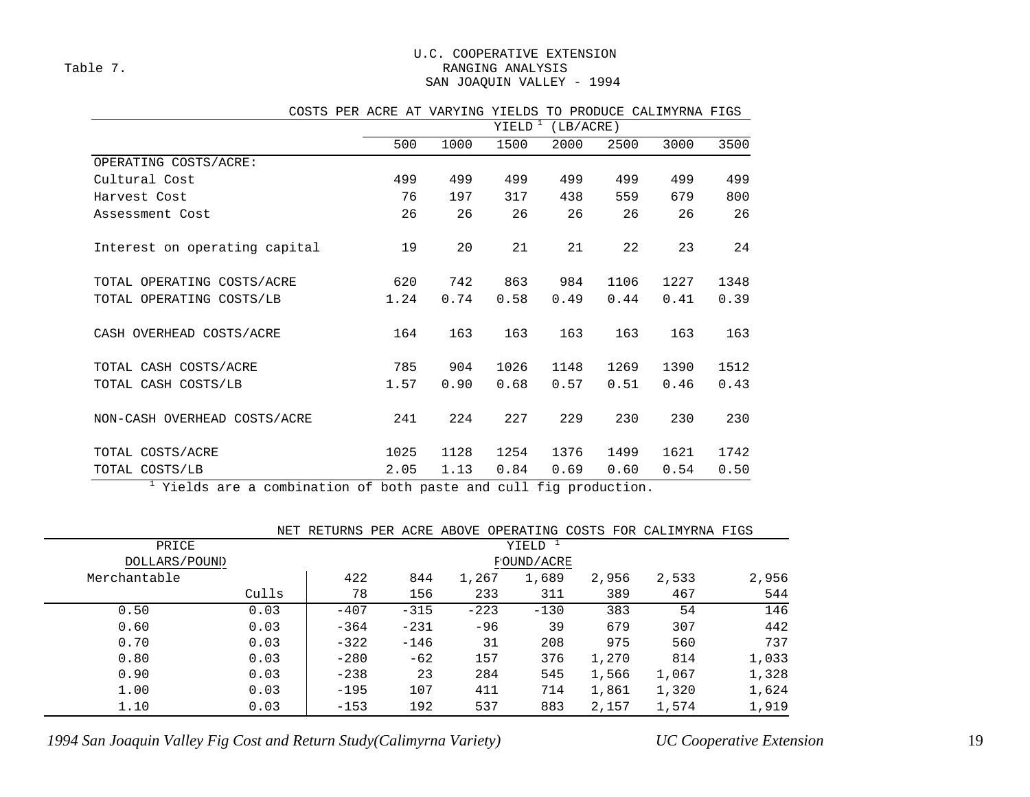Table 7.

U.C. COOPERATIVE EXTENSION
RANGING ANALYSIS
SAN JOAQUIN VALLEY - 1994

COSTS PER ACRE AT VARYING YIELDS TO PRODUCE CALIMYRNA FIGS

| | YIELD [1] (LB/ACRE) | | | | | | |
|---|---|---|---|---|---|---|---|
| | 500 | 1000 | 1500 | 2000 | 2500 | 3000 | 3500 |
| OPERATING COSTS/ACRE: | | | | | | | |
| Cultural Cost | 499 | 499 | 499 | 499 | 499 | 499 | 499 |
| Harvest Cost | 76 | 197 | 317 | 438 | 559 | 679 | 800 |
| Assessment Cost | 26 | 26 | 26 | 26 | 26 | 26 | 26 |
| Interest on operating capital | 19 | 20 | 21 | 21 | 22 | 23 | 24 |
| TOTAL OPERATING COSTS/ACRE | 620 | 742 | 863 | 984 | 1106 | 1227 | 1348 |
| TOTAL OPERATING COSTS/LB | 1.24 | 0.74 | 0.58 | 0.49 | 0.44 | 0.41 | 0.39 |
| CASH OVERHEAD COSTS/ACRE | 164 | 163 | 163 | 163 | 163 | 163 | 163 |
| TOTAL CASH COSTS/ACRE | 785 | 904 | 1026 | 1148 | 1269 | 1390 | 1512 |
| TOTAL CASH COSTS/LB | 1.57 | 0.90 | 0.68 | 0.57 | 0.51 | 0.46 | 0.43 |
| NON-CASH OVERHEAD COSTS/ACRE | 241 | 224 | 227 | 229 | 230 | 230 | 230 |
| TOTAL COSTS/ACRE | 1025 | 1128 | 1254 | 1376 | 1499 | 1621 | 1742 |
| TOTAL COSTS/LB | 2.05 | 1.13 | 0.84 | 0.69 | 0.60 | 0.54 | 0.50 |

[1] Yields are a combination of both paste and cull fig production.

NET RETURNS PER ACRE ABOVE OPERATING COSTS FOR CALIMYRNA FIGS

| PRICE DOLLARS/POUND | | YIELD [1] POUND/ACRE | | | | | | |
|---|---|---|---|---|---|---|---|---|
| Merchantable | | 422 | 844 | 1,267 | 1,689 | 2,956 | 2,533 | 2,956 |
| | Culls | 78 | 156 | 233 | 311 | 389 | 467 | 544 |
| 0.50 | 0.03 | -407 | -315 | -223 | -130 | 383 | 54 | 146 |
| 0.60 | 0.03 | -364 | -231 | -96 | 39 | 679 | 307 | 442 |
| 0.70 | 0.03 | -322 | -146 | 31 | 208 | 975 | 560 | 737 |
| 0.80 | 0.03 | -280 | -62 | 157 | 376 | 1,270 | 814 | 1,033 |
| 0.90 | 0.03 | -238 | 23 | 284 | 545 | 1,566 | 1,067 | 1,328 |
| 1.00 | 0.03 | -195 | 107 | 411 | 714 | 1,861 | 1,320 | 1,624 |
| 1.10 | 0.03 | -153 | 192 | 537 | 883 | 2,157 | 1,574 | 1,919 |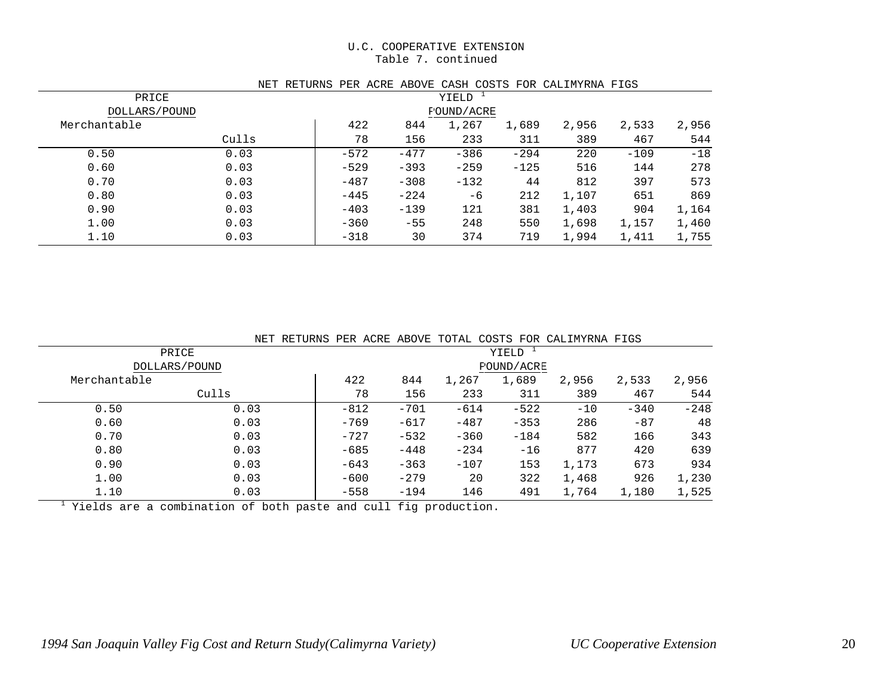U.C. COOPERATIVE EXTENSION
Table 7. continued

NET RETURNS PER ACRE ABOVE CASH COSTS FOR CALIMYRNA FIGS

| PRICE DOLLARS/POUND | | YIELD [1] POUND/ACRE | | | | | | |
|---|---|---|---|---|---|---|---|---|
| Merchantable | | 422 | 844 | 1,267 | 1,689 | 2,956 | 2,533 | 2,956 |
| | Culls | 78 | 156 | 233 | 311 | 389 | 467 | 544 |
| 0.50 | 0.03 | -572 | -477 | -386 | -294 | 220 | -109 | -18 |
| 0.60 | 0.03 | -529 | -393 | -259 | -125 | 516 | 144 | 278 |
| 0.70 | 0.03 | -487 | -308 | -132 | 44 | 812 | 397 | 573 |
| 0.80 | 0.03 | -445 | -224 | -6 | 212 | 1,107 | 651 | 869 |
| 0.90 | 0.03 | -403 | -139 | 121 | 381 | 1,403 | 904 | 1,164 |
| 1.00 | 0.03 | -360 | -55 | 248 | 550 | 1,698 | 1,157 | 1,460 |
| 1.10 | 0.03 | -318 | 30 | 374 | 719 | 1,994 | 1,411 | 1,755 |

NET RETURNS PER ACRE ABOVE TOTAL COSTS FOR CALIMYRNA FIGS

| PRICE DOLLARS/POUND | | YIELD [1] POUND/ACRE | | | | | | |
|---|---|---|---|---|---|---|---|---|
| Merchantable | | 422 | 844 | 1,267 | 1,689 | 2,956 | 2,533 | 2,956 |
| | Culls | 78 | 156 | 233 | 311 | 389 | 467 | 544 |
| 0.50 | 0.03 | -812 | -701 | -614 | -522 | -10 | -340 | -248 |
| 0.60 | 0.03 | -769 | -617 | -487 | -353 | 286 | -87 | 48 |
| 0.70 | 0.03 | -727 | -532 | -360 | -184 | 582 | 166 | 343 |
| 0.80 | 0.03 | -685 | -448 | -234 | -16 | 877 | 420 | 639 |
| 0.90 | 0.03 | -643 | -363 | -107 | 153 | 1,173 | 673 | 934 |
| 1.00 | 0.03 | -600 | -279 | 20 | 322 | 1,468 | 926 | 1,230 |
| 1.10 | 0.03 | -558 | -194 | 146 | 491 | 1,764 | 1,180 | 1,525 |

[1] Yields are a combination of both paste and cull fig production.